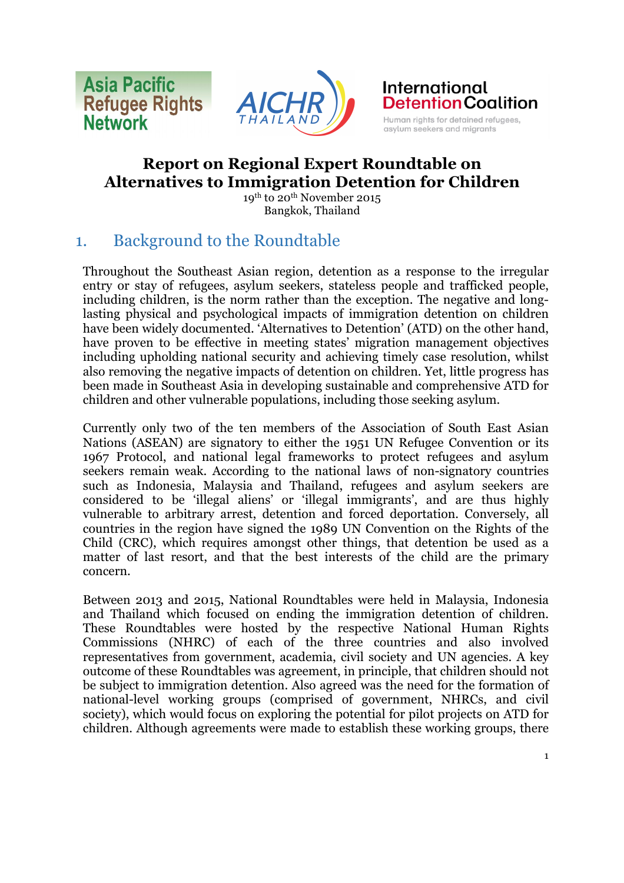# Report on Regional Expert Roundtable on Alternatives to Immigration Detention for Children

19th to 20th November 2015
Bangkok, Thailand

## 1. Background to the Roundtable

Throughout the Southeast Asian region, detention as a response to the irregular entry or stay of refugees, asylum seekers, stateless people and trafficked people, including children, is the norm rather than the exception. The negative and long-lasting physical and psychological impacts of immigration detention on children have been widely documented. 'Alternatives to Detention' (ATD) on the other hand, have proven to be effective in meeting states' migration management objectives including upholding national security and achieving timely case resolution, whilst also removing the negative impacts of detention on children. Yet, little progress has been made in Southeast Asia in developing sustainable and comprehensive ATD for children and other vulnerable populations, including those seeking asylum.

Currently only two of the ten members of the Association of South East Asian Nations (ASEAN) are signatory to either the 1951 UN Refugee Convention or its 1967 Protocol, and national legal frameworks to protect refugees and asylum seekers remain weak. According to the national laws of non-signatory countries such as Indonesia, Malaysia and Thailand, refugees and asylum seekers are considered to be 'illegal aliens' or 'illegal immigrants', and are thus highly vulnerable to arbitrary arrest, detention and forced deportation. Conversely, all countries in the region have signed the 1989 UN Convention on the Rights of the Child (CRC), which requires amongst other things, that detention be used as a matter of last resort, and that the best interests of the child are the primary concern.

Between 2013 and 2015, National Roundtables were held in Malaysia, Indonesia and Thailand which focused on ending the immigration detention of children. These Roundtables were hosted by the respective National Human Rights Commissions (NHRC) of each of the three countries and also involved representatives from government, academia, civil society and UN agencies. A key outcome of these Roundtables was agreement, in principle, that children should not be subject to immigration detention. Also agreed was the need for the formation of national-level working groups (comprised of government, NHRCs, and civil society), which would focus on exploring the potential for pilot projects on ATD for children. Although agreements were made to establish these working groups, there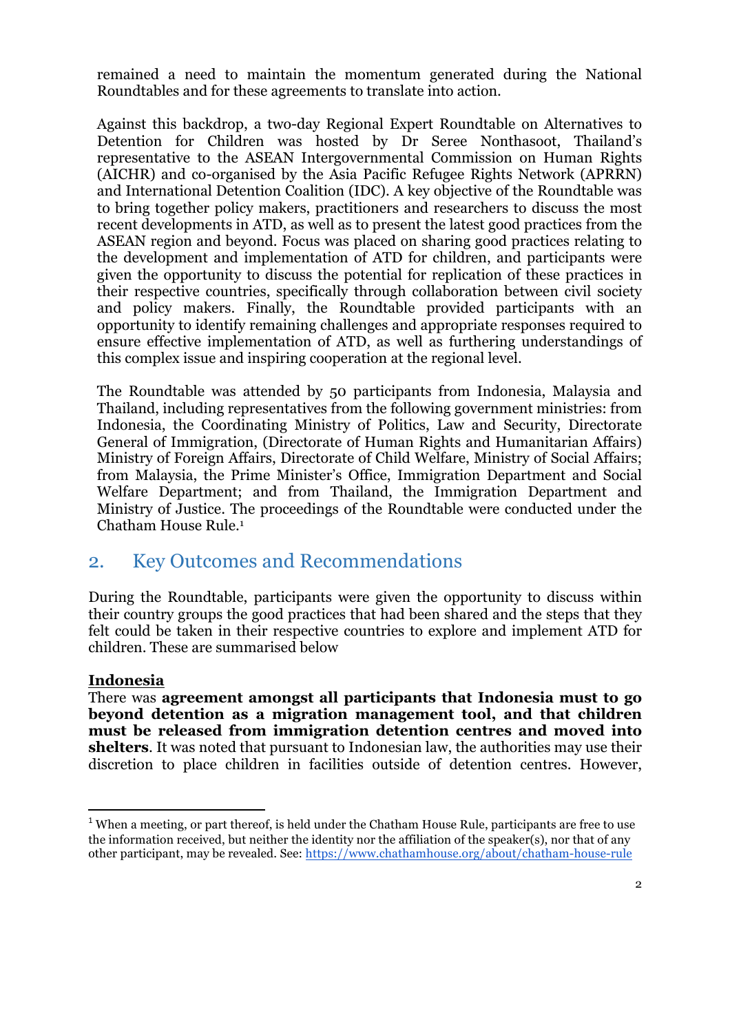remained a need to maintain the momentum generated during the National Roundtables and for these agreements to translate into action.

Against this backdrop, a two-day Regional Expert Roundtable on Alternatives to Detention for Children was hosted by Dr Seree Nonthasoot, Thailand's representative to the ASEAN Intergovernmental Commission on Human Rights (AICHR) and co-organised by the Asia Pacific Refugee Rights Network (APRRN) and International Detention Coalition (IDC). A key objective of the Roundtable was to bring together policy makers, practitioners and researchers to discuss the most recent developments in ATD, as well as to present the latest good practices from the ASEAN region and beyond. Focus was placed on sharing good practices relating to the development and implementation of ATD for children, and participants were given the opportunity to discuss the potential for replication of these practices in their respective countries, specifically through collaboration between civil society and policy makers. Finally, the Roundtable provided participants with an opportunity to identify remaining challenges and appropriate responses required to ensure effective implementation of ATD, as well as furthering understandings of this complex issue and inspiring cooperation at the regional level.

The Roundtable was attended by 50 participants from Indonesia, Malaysia and Thailand, including representatives from the following government ministries: from Indonesia, the Coordinating Ministry of Politics, Law and Security, Directorate General of Immigration, (Directorate of Human Rights and Humanitarian Affairs) Ministry of Foreign Affairs, Directorate of Child Welfare, Ministry of Social Affairs; from Malaysia, the Prime Minister's Office, Immigration Department and Social Welfare Department; and from Thailand, the Immigration Department and Ministry of Justice. The proceedings of the Roundtable were conducted under the Chatham House Rule.[1]

## 2. Key Outcomes and Recommendations

During the Roundtable, participants were given the opportunity to discuss within their country groups the good practices that had been shared and the steps that they felt could be taken in their respective countries to explore and implement ATD for children. These are summarised below

**Indonesia**

There was **agreement amongst all participants that Indonesia must to go beyond detention as a migration management tool, and that children must be released from immigration detention centres and moved into shelters**. It was noted that pursuant to Indonesian law, the authorities may use their discretion to place children in facilities outside of detention centres. However,

[1] When a meeting, or part thereof, is held under the Chatham House Rule, participants are free to use the information received, but neither the identity nor the affiliation of the speaker(s), nor that of any other participant, may be revealed. See: https://www.chathamhouse.org/about/chatham-house-rule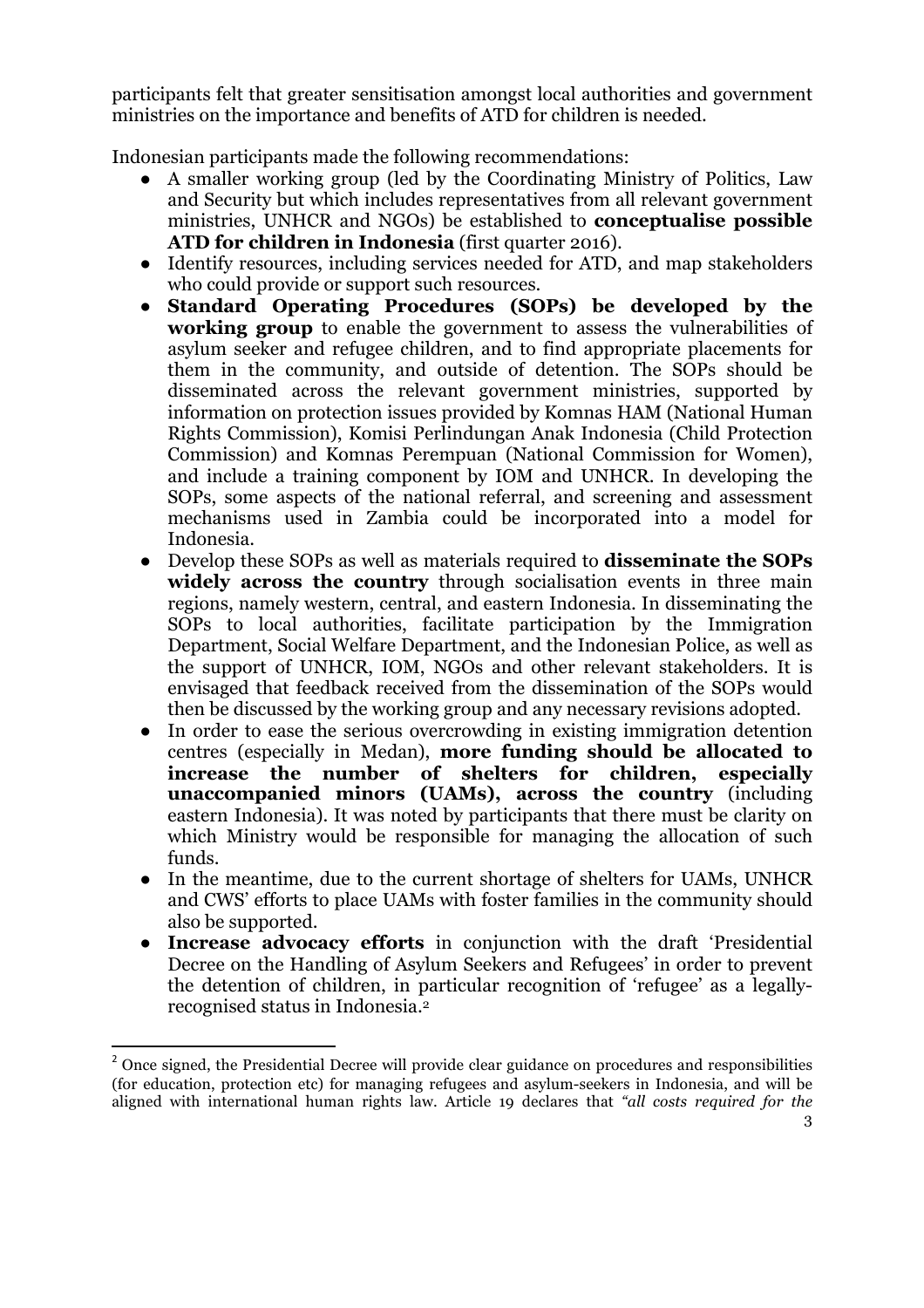participants felt that greater sensitisation amongst local authorities and government ministries on the importance and benefits of ATD for children is needed.

Indonesian participants made the following recommendations:

- A smaller working group (led by the Coordinating Ministry of Politics, Law and Security but which includes representatives from all relevant government ministries, UNHCR and NGOs) be established to **conceptualise possible ATD for children in Indonesia** (first quarter 2016).
- Identify resources, including services needed for ATD, and map stakeholders who could provide or support such resources.
- **Standard Operating Procedures (SOPs) be developed by the working group** to enable the government to assess the vulnerabilities of asylum seeker and refugee children, and to find appropriate placements for them in the community, and outside of detention. The SOPs should be disseminated across the relevant government ministries, supported by information on protection issues provided by Komnas HAM (National Human Rights Commission), Komisi Perlindungan Anak Indonesia (Child Protection Commission) and Komnas Perempuan (National Commission for Women), and include a training component by IOM and UNHCR. In developing the SOPs, some aspects of the national referral, and screening and assessment mechanisms used in Zambia could be incorporated into a model for Indonesia.
- Develop these SOPs as well as materials required to **disseminate the SOPs widely across the country** through socialisation events in three main regions, namely western, central, and eastern Indonesia. In disseminating the SOPs to local authorities, facilitate participation by the Immigration Department, Social Welfare Department, and the Indonesian Police, as well as the support of UNHCR, IOM, NGOs and other relevant stakeholders. It is envisaged that feedback received from the dissemination of the SOPs would then be discussed by the working group and any necessary revisions adopted.
- In order to ease the serious overcrowding in existing immigration detention centres (especially in Medan), **more funding should be allocated to increase the number of shelters for children, especially unaccompanied minors (UAMs), across the country** (including eastern Indonesia). It was noted by participants that there must be clarity on which Ministry would be responsible for managing the allocation of such funds.
- In the meantime, due to the current shortage of shelters for UAMs, UNHCR and CWS' efforts to place UAMs with foster families in the community should also be supported.
- **Increase advocacy efforts** in conjunction with the draft 'Presidential Decree on the Handling of Asylum Seekers and Refugees' in order to prevent the detention of children, in particular recognition of 'refugee' as a legally-recognised status in Indonesia.[2]

---

[2] Once signed, the Presidential Decree will provide clear guidance on procedures and responsibilities (for education, protection etc) for managing refugees and asylum-seekers in Indonesia, and will be aligned with international human rights law. Article 19 declares that *"all costs required for the*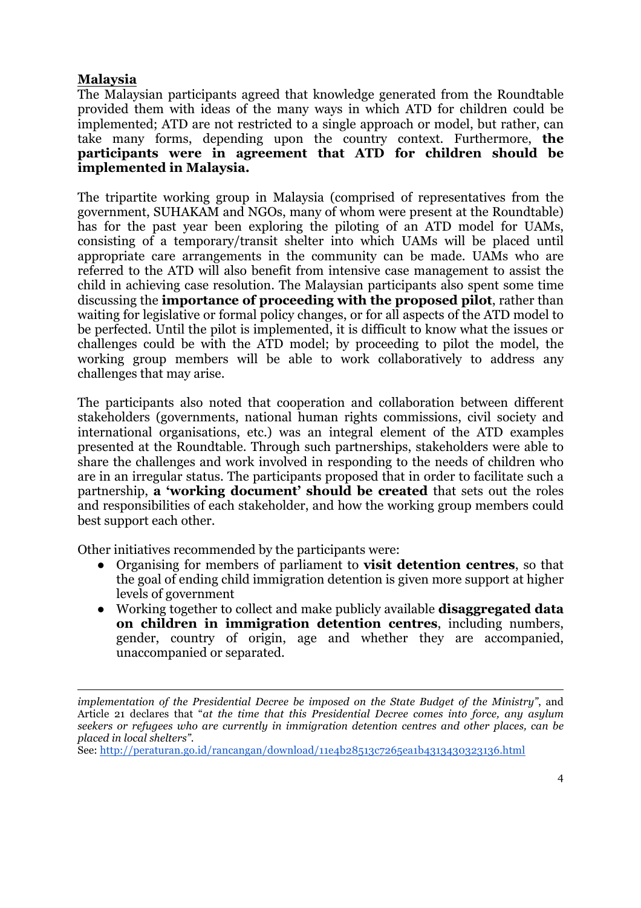**Malaysia**

The Malaysian participants agreed that knowledge generated from the Roundtable provided them with ideas of the many ways in which ATD for children could be implemented; ATD are not restricted to a single approach or model, but rather, can take many forms, depending upon the country context. Furthermore, **the participants were in agreement that ATD for children should be implemented in Malaysia.**

The tripartite working group in Malaysia (comprised of representatives from the government, SUHAKAM and NGOs, many of whom were present at the Roundtable) has for the past year been exploring the piloting of an ATD model for UAMs, consisting of a temporary/transit shelter into which UAMs will be placed until appropriate care arrangements in the community can be made. UAMs who are referred to the ATD will also benefit from intensive case management to assist the child in achieving case resolution. The Malaysian participants also spent some time discussing the **importance of proceeding with the proposed pilot**, rather than waiting for legislative or formal policy changes, or for all aspects of the ATD model to be perfected. Until the pilot is implemented, it is difficult to know what the issues or challenges could be with the ATD model; by proceeding to pilot the model, the working group members will be able to work collaboratively to address any challenges that may arise.

The participants also noted that cooperation and collaboration between different stakeholders (governments, national human rights commissions, civil society and international organisations, etc.) was an integral element of the ATD examples presented at the Roundtable. Through such partnerships, stakeholders were able to share the challenges and work involved in responding to the needs of children who are in an irregular status. The participants proposed that in order to facilitate such a partnership, **a 'working document' should be created** that sets out the roles and responsibilities of each stakeholder, and how the working group members could best support each other.

Other initiatives recommended by the participants were:

- Organising for members of parliament to **visit detention centres**, so that the goal of ending child immigration detention is given more support at higher levels of government
- Working together to collect and make publicly available **disaggregated data on children in immigration detention centres**, including numbers, gender, country of origin, age and whether they are accompanied, unaccompanied or separated.

---

*implementation of the Presidential Decree be imposed on the State Budget of the Ministry"*, and Article 21 declares that "*at the time that this Presidential Decree comes into force, any asylum seekers or refugees who are currently in immigration detention centres and other places, can be placed in local shelters"*.
See: http://peraturan.go.id/rancangan/download/11e4b28513c7265ea1b4313430323136.html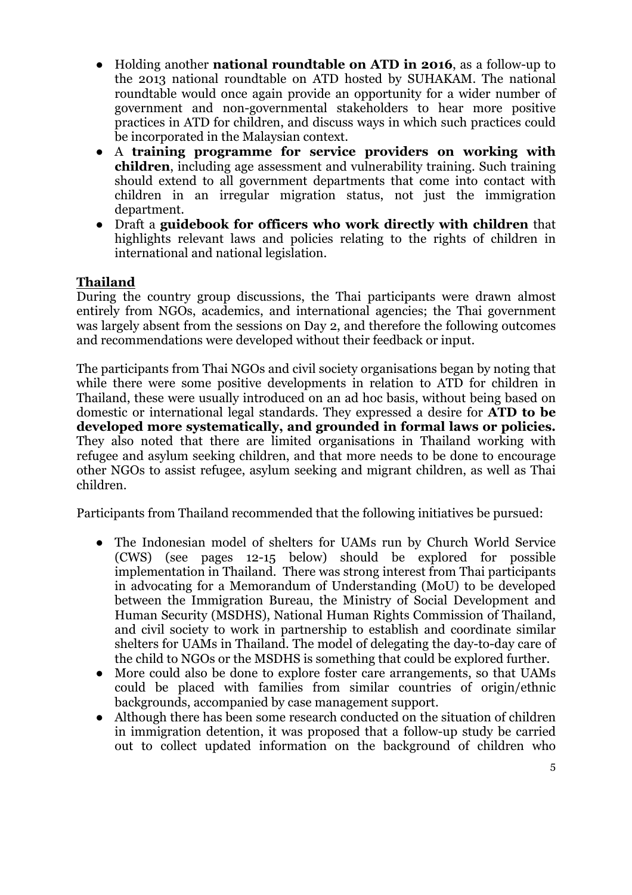- Holding another **national roundtable on ATD in 2016**, as a follow-up to the 2013 national roundtable on ATD hosted by SUHAKAM. The national roundtable would once again provide an opportunity for a wider number of government and non-governmental stakeholders to hear more positive practices in ATD for children, and discuss ways in which such practices could be incorporated in the Malaysian context.
- A **training programme for service providers on working with children**, including age assessment and vulnerability training. Such training should extend to all government departments that come into contact with children in an irregular migration status, not just the immigration department.
- Draft a **guidebook for officers who work directly with children** that highlights relevant laws and policies relating to the rights of children in international and national legislation.

## Thailand

During the country group discussions, the Thai participants were drawn almost entirely from NGOs, academics, and international agencies; the Thai government was largely absent from the sessions on Day 2, and therefore the following outcomes and recommendations were developed without their feedback or input.

The participants from Thai NGOs and civil society organisations began by noting that while there were some positive developments in relation to ATD for children in Thailand, these were usually introduced on an ad hoc basis, without being based on domestic or international legal standards. They expressed a desire for **ATD to be developed more systematically, and grounded in formal laws or policies.** They also noted that there are limited organisations in Thailand working with refugee and asylum seeking children, and that more needs to be done to encourage other NGOs to assist refugee, asylum seeking and migrant children, as well as Thai children.

Participants from Thailand recommended that the following initiatives be pursued:

- The Indonesian model of shelters for UAMs run by Church World Service (CWS) (see pages 12-15 below) should be explored for possible implementation in Thailand. There was strong interest from Thai participants in advocating for a Memorandum of Understanding (MoU) to be developed between the Immigration Bureau, the Ministry of Social Development and Human Security (MSDHS), National Human Rights Commission of Thailand, and civil society to work in partnership to establish and coordinate similar shelters for UAMs in Thailand. The model of delegating the day-to-day care of the child to NGOs or the MSDHS is something that could be explored further.
- More could also be done to explore foster care arrangements, so that UAMs could be placed with families from similar countries of origin/ethnic backgrounds, accompanied by case management support.
- Although there has been some research conducted on the situation of children in immigration detention, it was proposed that a follow-up study be carried out to collect updated information on the background of children who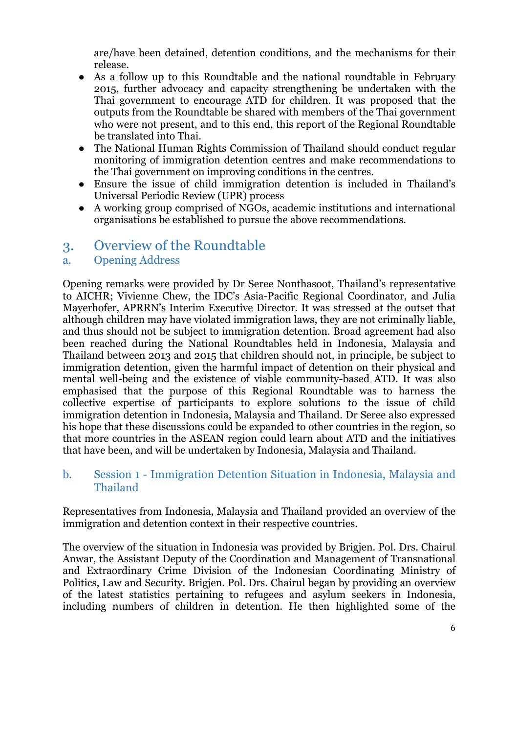are/have been detained, detention conditions, and the mechanisms for their release.

- As a follow up to this Roundtable and the national roundtable in February 2015, further advocacy and capacity strengthening be undertaken with the Thai government to encourage ATD for children. It was proposed that the outputs from the Roundtable be shared with members of the Thai government who were not present, and to this end, this report of the Regional Roundtable be translated into Thai.
- The National Human Rights Commission of Thailand should conduct regular monitoring of immigration detention centres and make recommendations to the Thai government on improving conditions in the centres.
- Ensure the issue of child immigration detention is included in Thailand's Universal Periodic Review (UPR) process
- A working group comprised of NGOs, academic institutions and international organisations be established to pursue the above recommendations.

## 3. Overview of the Roundtable

### a. Opening Address

Opening remarks were provided by Dr Seree Nonthasoot, Thailand's representative to AICHR; Vivienne Chew, the IDC's Asia-Pacific Regional Coordinator, and Julia Mayerhofer, APRRN's Interim Executive Director. It was stressed at the outset that although children may have violated immigration laws, they are not criminally liable, and thus should not be subject to immigration detention. Broad agreement had also been reached during the National Roundtables held in Indonesia, Malaysia and Thailand between 2013 and 2015 that children should not, in principle, be subject to immigration detention, given the harmful impact of detention on their physical and mental well-being and the existence of viable community-based ATD. It was also emphasised that the purpose of this Regional Roundtable was to harness the collective expertise of participants to explore solutions to the issue of child immigration detention in Indonesia, Malaysia and Thailand. Dr Seree also expressed his hope that these discussions could be expanded to other countries in the region, so that more countries in the ASEAN region could learn about ATD and the initiatives that have been, and will be undertaken by Indonesia, Malaysia and Thailand.

### b. Session 1 - Immigration Detention Situation in Indonesia, Malaysia and Thailand

Representatives from Indonesia, Malaysia and Thailand provided an overview of the immigration and detention context in their respective countries.

The overview of the situation in Indonesia was provided by Brigjen. Pol. Drs. Chairul Anwar, the Assistant Deputy of the Coordination and Management of Transnational and Extraordinary Crime Division of the Indonesian Coordinating Ministry of Politics, Law and Security. Brigjen. Pol. Drs. Chairul began by providing an overview of the latest statistics pertaining to refugees and asylum seekers in Indonesia, including numbers of children in detention. He then highlighted some of the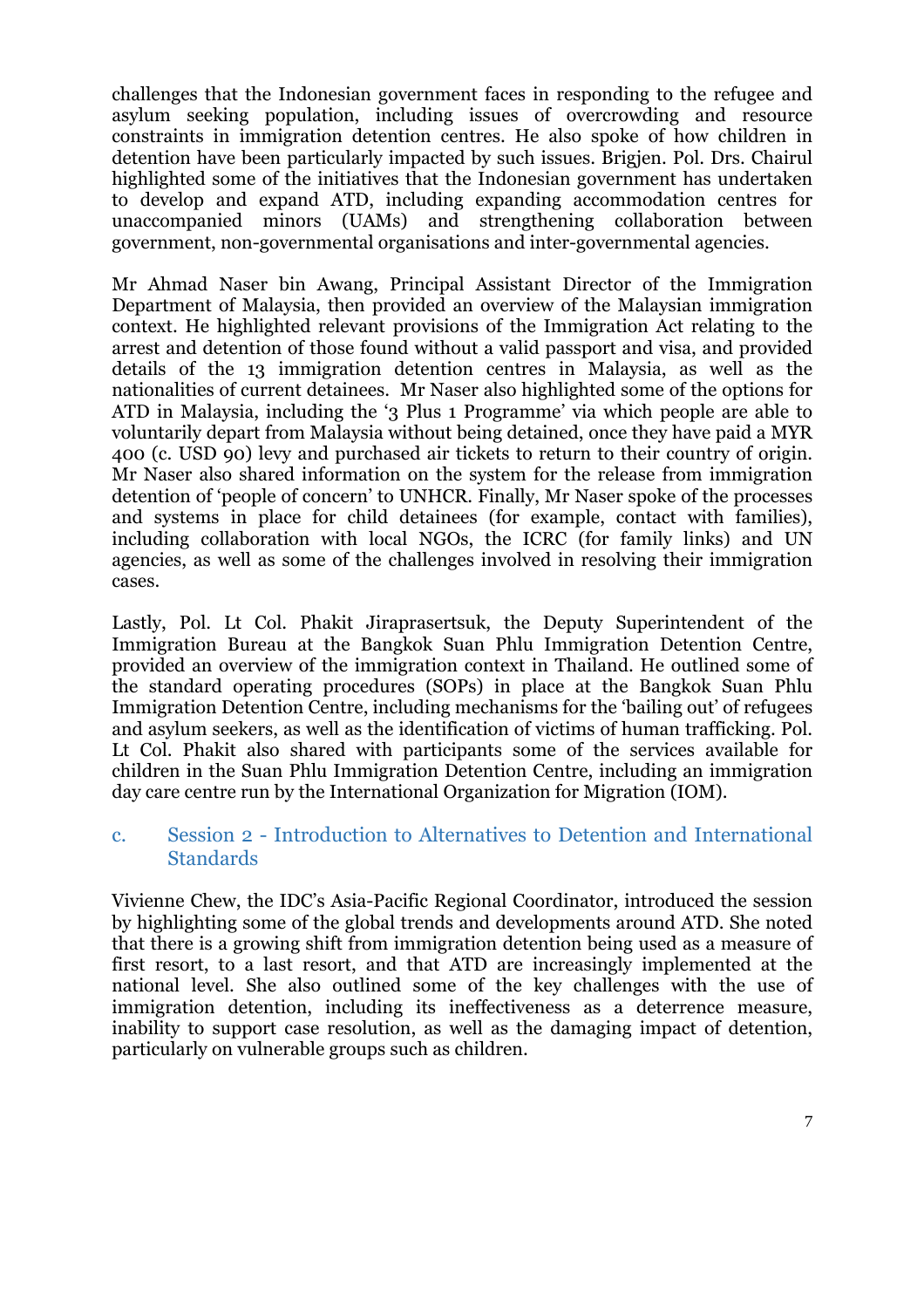challenges that the Indonesian government faces in responding to the refugee and asylum seeking population, including issues of overcrowding and resource constraints in immigration detention centres. He also spoke of how children in detention have been particularly impacted by such issues. Brigjen. Pol. Drs. Chairul highlighted some of the initiatives that the Indonesian government has undertaken to develop and expand ATD, including expanding accommodation centres for unaccompanied minors (UAMs) and strengthening collaboration between government, non-governmental organisations and inter-governmental agencies.

Mr Ahmad Naser bin Awang, Principal Assistant Director of the Immigration Department of Malaysia, then provided an overview of the Malaysian immigration context. He highlighted relevant provisions of the Immigration Act relating to the arrest and detention of those found without a valid passport and visa, and provided details of the 13 immigration detention centres in Malaysia, as well as the nationalities of current detainees. Mr Naser also highlighted some of the options for ATD in Malaysia, including the '3 Plus 1 Programme' via which people are able to voluntarily depart from Malaysia without being detained, once they have paid a MYR 400 (c. USD 90) levy and purchased air tickets to return to their country of origin. Mr Naser also shared information on the system for the release from immigration detention of 'people of concern' to UNHCR. Finally, Mr Naser spoke of the processes and systems in place for child detainees (for example, contact with families), including collaboration with local NGOs, the ICRC (for family links) and UN agencies, as well as some of the challenges involved in resolving their immigration cases.

Lastly, Pol. Lt Col. Phakit Jiraprasertsuk, the Deputy Superintendent of the Immigration Bureau at the Bangkok Suan Phlu Immigration Detention Centre, provided an overview of the immigration context in Thailand. He outlined some of the standard operating procedures (SOPs) in place at the Bangkok Suan Phlu Immigration Detention Centre, including mechanisms for the 'bailing out' of refugees and asylum seekers, as well as the identification of victims of human trafficking. Pol. Lt Col. Phakit also shared with participants some of the services available for children in the Suan Phlu Immigration Detention Centre, including an immigration day care centre run by the International Organization for Migration (IOM).

### c. Session 2 - Introduction to Alternatives to Detention and International Standards

Vivienne Chew, the IDC's Asia-Pacific Regional Coordinator, introduced the session by highlighting some of the global trends and developments around ATD. She noted that there is a growing shift from immigration detention being used as a measure of first resort, to a last resort, and that ATD are increasingly implemented at the national level. She also outlined some of the key challenges with the use of immigration detention, including its ineffectiveness as a deterrence measure, inability to support case resolution, as well as the damaging impact of detention, particularly on vulnerable groups such as children.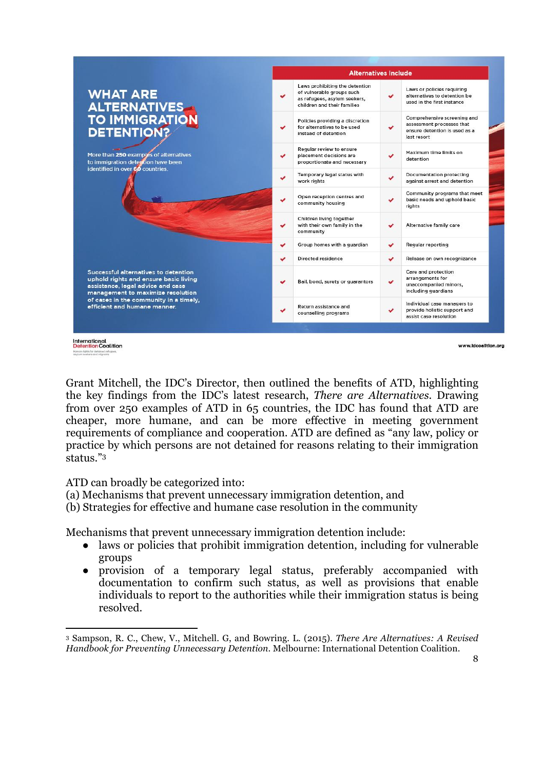## WHAT ARE ALTERNATIVES TO IMMIGRATION DETENTION?

More than **250** examples of alternatives to immigration detention have been identified in over **60** countries.

**Successful alternatives to detention uphold rights and ensure basic living assistance, legal advice and case management to maximize resolution of cases in the community in a timely, efficient and humane manner.**

| Alternatives Include | | | |
|---|---|---|---|
| ✔ | Laws prohibiting the detention of vulnerable groups such as refugees, asylum seekers, children and their families | ✔ | Laws or policies requiring alternatives to detention be used in the first instance |
| ✔ | Policies providing a discretion for alternatives to be used instead of detention | ✔ | Comprehensive screening and assessment processes that ensure detention is used as a last resort |
| ✔ | Regular review to ensure placement decisions are proportionate and necessary | ✔ | Maximum time limits on detention |
| ✔ | Temporary legal status with work rights | ✔ | Documentation protecting against arrest and detention |
| ✔ | Open reception centres and community housing | ✔ | Community programs that meet basic needs and uphold basic rights |
| ✔ | Children living together with their own family in the community | ✔ | Alternative family care |
| ✔ | Group homes with a guardian | ✔ | Regular reporting |
| ✔ | Directed residence | ✔ | Release on own recognizance |
| ✔ | Bail, bond, surety or guarantors | ✔ | Care and protection arrangements for unaccompanied minors, including guardians |
| ✔ | Return assistance and counselling programs | ✔ | Individual case managers to provide holistic support and assist case resolution |

International Detention Coalition — www.idcoalition.org

Grant Mitchell, the IDC's Director, then outlined the benefits of ATD, highlighting the key findings from the IDC's latest research, *There are Alternatives*. Drawing from over 250 examples of ATD in 65 countries, the IDC has found that ATD are cheaper, more humane, and can be more effective in meeting government requirements of compliance and cooperation. ATD are defined as "any law, policy or practice by which persons are not detained for reasons relating to their immigration status."[3]

ATD can broadly be categorized into:
(a) Mechanisms that prevent unnecessary immigration detention, and
(b) Strategies for effective and humane case resolution in the community

Mechanisms that prevent unnecessary immigration detention include:

- laws or policies that prohibit immigration detention, including for vulnerable groups
- provision of a temporary legal status, preferably accompanied with documentation to confirm such status, as well as provisions that enable individuals to report to the authorities while their immigration status is being resolved.

---

[3] Sampson, R. C., Chew, V., Mitchell. G, and Bowring. L. (2015). *There Are Alternatives: A Revised Handbook for Preventing Unnecessary Detention*. Melbourne: International Detention Coalition.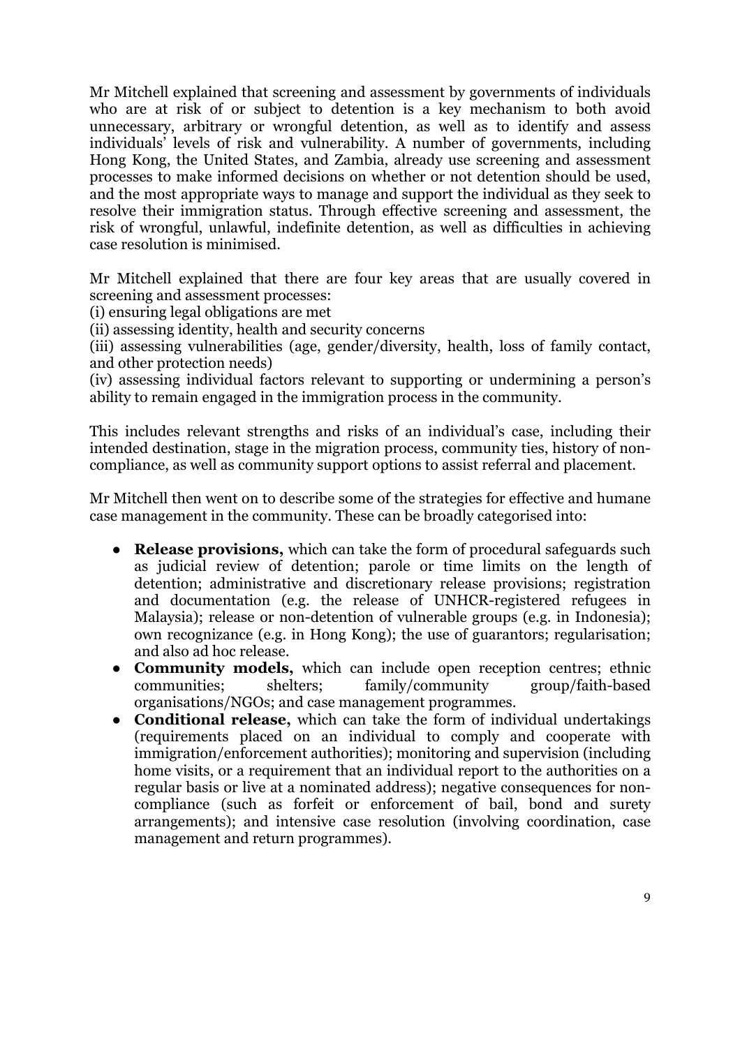Mr Mitchell explained that screening and assessment by governments of individuals who are at risk of or subject to detention is a key mechanism to both avoid unnecessary, arbitrary or wrongful detention, as well as to identify and assess individuals' levels of risk and vulnerability. A number of governments, including Hong Kong, the United States, and Zambia, already use screening and assessment processes to make informed decisions on whether or not detention should be used, and the most appropriate ways to manage and support the individual as they seek to resolve their immigration status. Through effective screening and assessment, the risk of wrongful, unlawful, indefinite detention, as well as difficulties in achieving case resolution is minimised.

Mr Mitchell explained that there are four key areas that are usually covered in screening and assessment processes:
(i) ensuring legal obligations are met
(ii) assessing identity, health and security concerns
(iii) assessing vulnerabilities (age, gender/diversity, health, loss of family contact, and other protection needs)
(iv) assessing individual factors relevant to supporting or undermining a person's ability to remain engaged in the immigration process in the community.

This includes relevant strengths and risks of an individual's case, including their intended destination, stage in the migration process, community ties, history of non-compliance, as well as community support options to assist referral and placement.

Mr Mitchell then went on to describe some of the strategies for effective and humane case management in the community. These can be broadly categorised into:

- **Release provisions,** which can take the form of procedural safeguards such as judicial review of detention; parole or time limits on the length of detention; administrative and discretionary release provisions; registration and documentation (e.g. the release of UNHCR-registered refugees in Malaysia); release or non-detention of vulnerable groups (e.g. in Indonesia); own recognizance (e.g. in Hong Kong); the use of guarantors; regularisation; and also ad hoc release.
- **Community models,** which can include open reception centres; ethnic communities; shelters; family/community group/faith-based organisations/NGOs; and case management programmes.
- **Conditional release,** which can take the form of individual undertakings (requirements placed on an individual to comply and cooperate with immigration/enforcement authorities); monitoring and supervision (including home visits, or a requirement that an individual report to the authorities on a regular basis or live at a nominated address); negative consequences for non-compliance (such as forfeit or enforcement of bail, bond and surety arrangements); and intensive case resolution (involving coordination, case management and return programmes).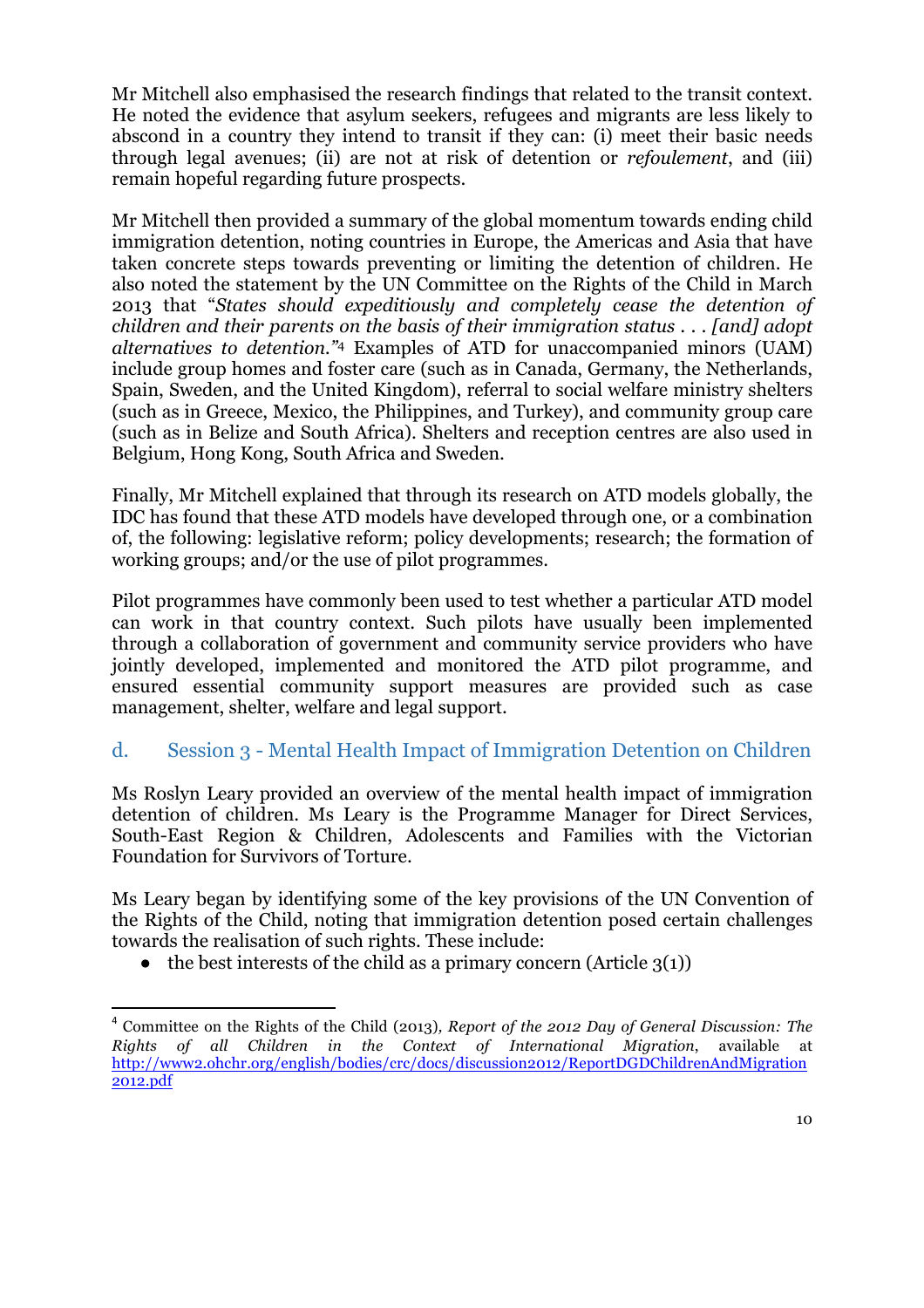Mr Mitchell also emphasised the research findings that related to the transit context. He noted the evidence that asylum seekers, refugees and migrants are less likely to abscond in a country they intend to transit if they can: (i) meet their basic needs through legal avenues; (ii) are not at risk of detention or *refoulement*, and (iii) remain hopeful regarding future prospects.

Mr Mitchell then provided a summary of the global momentum towards ending child immigration detention, noting countries in Europe, the Americas and Asia that have taken concrete steps towards preventing or limiting the detention of children. He also noted the statement by the UN Committee on the Rights of the Child in March 2013 that "*States should expeditiously and completely cease the detention of children and their parents on the basis of their immigration status . . . [and] adopt alternatives to detention.*"[4] Examples of ATD for unaccompanied minors (UAM) include group homes and foster care (such as in Canada, Germany, the Netherlands, Spain, Sweden, and the United Kingdom), referral to social welfare ministry shelters (such as in Greece, Mexico, the Philippines, and Turkey), and community group care (such as in Belize and South Africa). Shelters and reception centres are also used in Belgium, Hong Kong, South Africa and Sweden.

Finally, Mr Mitchell explained that through its research on ATD models globally, the IDC has found that these ATD models have developed through one, or a combination of, the following: legislative reform; policy developments; research; the formation of working groups; and/or the use of pilot programmes.

Pilot programmes have commonly been used to test whether a particular ATD model can work in that country context. Such pilots have usually been implemented through a collaboration of government and community service providers who have jointly developed, implemented and monitored the ATD pilot programme, and ensured essential community support measures are provided such as case management, shelter, welfare and legal support.

## d. Session 3 - Mental Health Impact of Immigration Detention on Children

Ms Roslyn Leary provided an overview of the mental health impact of immigration detention of children. Ms Leary is the Programme Manager for Direct Services, South-East Region & Children, Adolescents and Families with the Victorian Foundation for Survivors of Torture.

Ms Leary began by identifying some of the key provisions of the UN Convention of the Rights of the Child, noting that immigration detention posed certain challenges towards the realisation of such rights. These include:

- the best interests of the child as a primary concern (Article 3(1))

---

[4] Committee on the Rights of the Child (2013), *Report of the 2012 Day of General Discussion: The Rights of all Children in the Context of International Migration*, available at http://www2.ohchr.org/english/bodies/crc/docs/discussion2012/ReportDGDChildrenAndMigration2012.pdf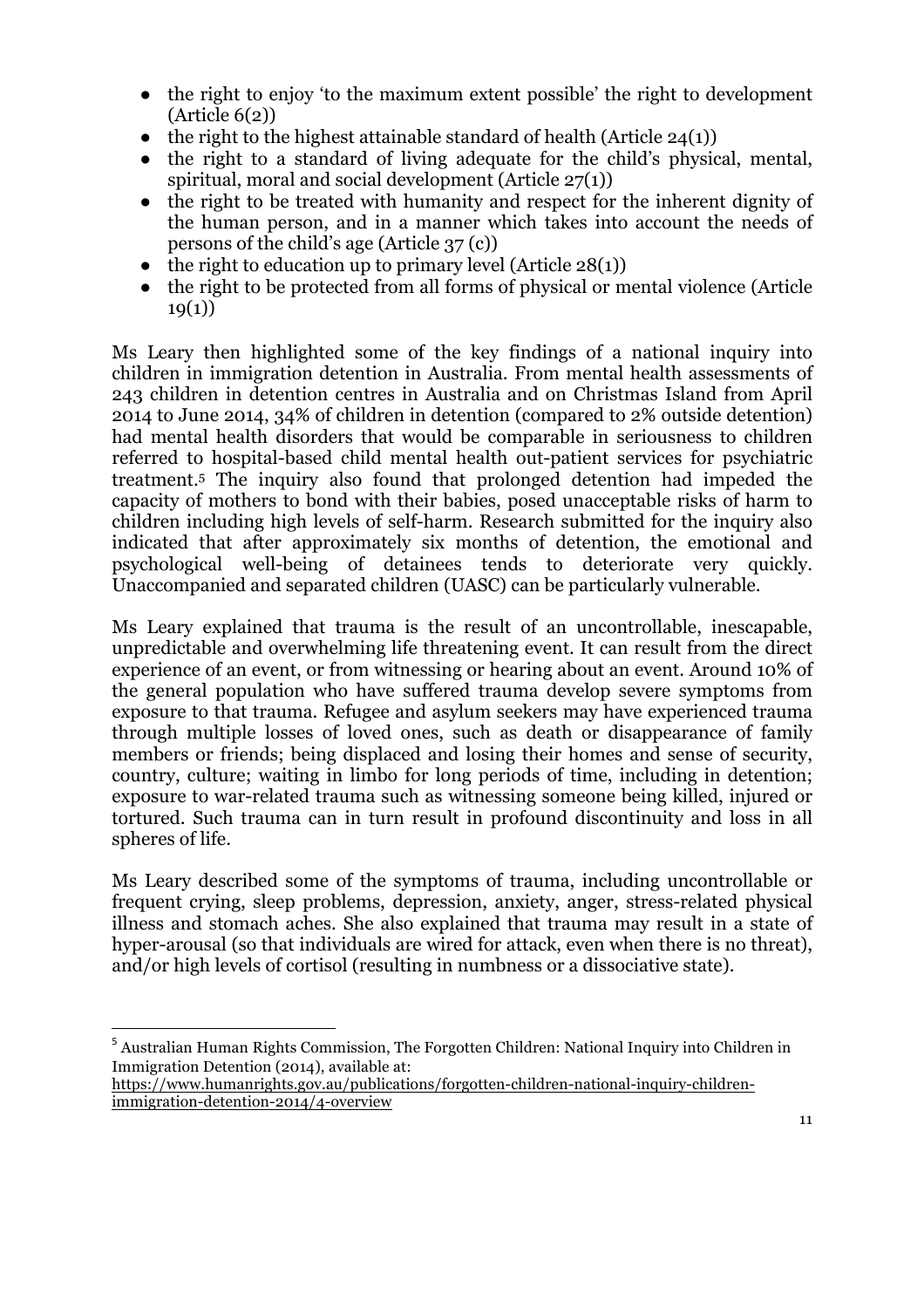- the right to enjoy 'to the maximum extent possible' the right to development (Article 6(2))
- the right to the highest attainable standard of health (Article 24(1))
- the right to a standard of living adequate for the child's physical, mental, spiritual, moral and social development (Article 27(1))
- the right to be treated with humanity and respect for the inherent dignity of the human person, and in a manner which takes into account the needs of persons of the child's age (Article 37 (c))
- the right to education up to primary level (Article 28(1))
- the right to be protected from all forms of physical or mental violence (Article 19(1))

Ms Leary then highlighted some of the key findings of a national inquiry into children in immigration detention in Australia. From mental health assessments of 243 children in detention centres in Australia and on Christmas Island from April 2014 to June 2014, 34% of children in detention (compared to 2% outside detention) had mental health disorders that would be comparable in seriousness to children referred to hospital-based child mental health out-patient services for psychiatric treatment.[5] The inquiry also found that prolonged detention had impeded the capacity of mothers to bond with their babies, posed unacceptable risks of harm to children including high levels of self-harm. Research submitted for the inquiry also indicated that after approximately six months of detention, the emotional and psychological well-being of detainees tends to deteriorate very quickly. Unaccompanied and separated children (UASC) can be particularly vulnerable.

Ms Leary explained that trauma is the result of an uncontrollable, inescapable, unpredictable and overwhelming life threatening event. It can result from the direct experience of an event, or from witnessing or hearing about an event. Around 10% of the general population who have suffered trauma develop severe symptoms from exposure to that trauma. Refugee and asylum seekers may have experienced trauma through multiple losses of loved ones, such as death or disappearance of family members or friends; being displaced and losing their homes and sense of security, country, culture; waiting in limbo for long periods of time, including in detention; exposure to war-related trauma such as witnessing someone being killed, injured or tortured. Such trauma can in turn result in profound discontinuity and loss in all spheres of life.

Ms Leary described some of the symptoms of trauma, including uncontrollable or frequent crying, sleep problems, depression, anxiety, anger, stress-related physical illness and stomach aches. She also explained that trauma may result in a state of hyper-arousal (so that individuals are wired for attack, even when there is no threat), and/or high levels of cortisol (resulting in numbness or a dissociative state).

[5] Australian Human Rights Commission, The Forgotten Children: National Inquiry into Children in Immigration Detention (2014), available at: https://www.humanrights.gov.au/publications/forgotten-children-national-inquiry-children-immigration-detention-2014/4-overview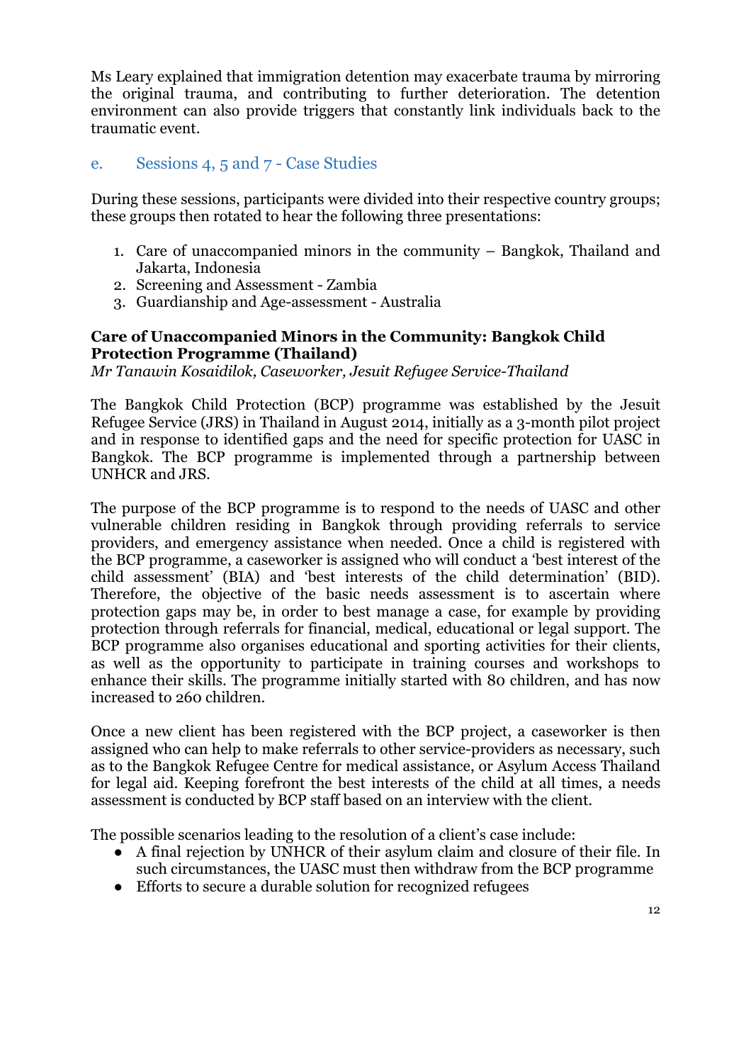Ms Leary explained that immigration detention may exacerbate trauma by mirroring the original trauma, and contributing to further deterioration. The detention environment can also provide triggers that constantly link individuals back to the traumatic event.

## e. Sessions 4, 5 and 7 - Case Studies

During these sessions, participants were divided into their respective country groups; these groups then rotated to hear the following three presentations:

1. Care of unaccompanied minors in the community – Bangkok, Thailand and Jakarta, Indonesia
2. Screening and Assessment - Zambia
3. Guardianship and Age-assessment - Australia

**Care of Unaccompanied Minors in the Community: Bangkok Child Protection Programme (Thailand)**

*Mr Tanawin Kosaidilok, Caseworker, Jesuit Refugee Service-Thailand*

The Bangkok Child Protection (BCP) programme was established by the Jesuit Refugee Service (JRS) in Thailand in August 2014, initially as a 3-month pilot project and in response to identified gaps and the need for specific protection for UASC in Bangkok. The BCP programme is implemented through a partnership between UNHCR and JRS.

The purpose of the BCP programme is to respond to the needs of UASC and other vulnerable children residing in Bangkok through providing referrals to service providers, and emergency assistance when needed. Once a child is registered with the BCP programme, a caseworker is assigned who will conduct a 'best interest of the child assessment' (BIA) and 'best interests of the child determination' (BID). Therefore, the objective of the basic needs assessment is to ascertain where protection gaps may be, in order to best manage a case, for example by providing protection through referrals for financial, medical, educational or legal support. The BCP programme also organises educational and sporting activities for their clients, as well as the opportunity to participate in training courses and workshops to enhance their skills. The programme initially started with 80 children, and has now increased to 260 children.

Once a new client has been registered with the BCP project, a caseworker is then assigned who can help to make referrals to other service-providers as necessary, such as to the Bangkok Refugee Centre for medical assistance, or Asylum Access Thailand for legal aid. Keeping forefront the best interests of the child at all times, a needs assessment is conducted by BCP staff based on an interview with the client.

The possible scenarios leading to the resolution of a client's case include:

- A final rejection by UNHCR of their asylum claim and closure of their file. In such circumstances, the UASC must then withdraw from the BCP programme
- Efforts to secure a durable solution for recognized refugees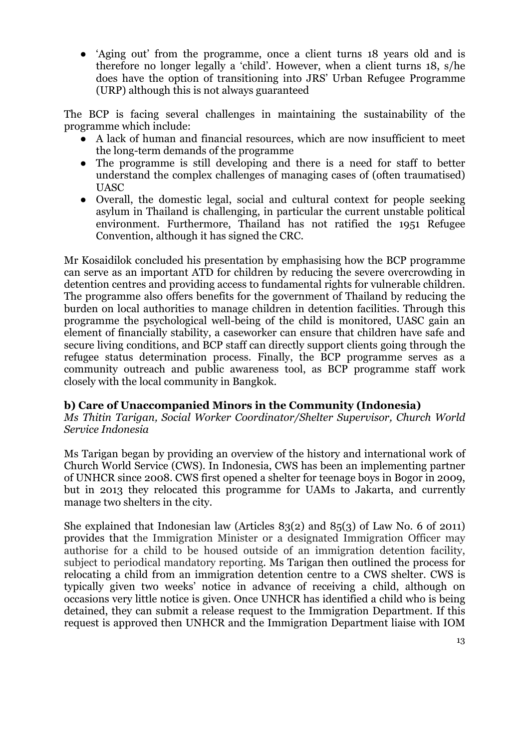- 'Aging out' from the programme, once a client turns 18 years old and is therefore no longer legally a 'child'. However, when a client turns 18, s/he does have the option of transitioning into JRS' Urban Refugee Programme (URP) although this is not always guaranteed

The BCP is facing several challenges in maintaining the sustainability of the programme which include:

- A lack of human and financial resources, which are now insufficient to meet the long-term demands of the programme
- The programme is still developing and there is a need for staff to better understand the complex challenges of managing cases of (often traumatised) UASC
- Overall, the domestic legal, social and cultural context for people seeking asylum in Thailand is challenging, in particular the current unstable political environment. Furthermore, Thailand has not ratified the 1951 Refugee Convention, although it has signed the CRC.

Mr Kosaidilok concluded his presentation by emphasising how the BCP programme can serve as an important ATD for children by reducing the severe overcrowding in detention centres and providing access to fundamental rights for vulnerable children. The programme also offers benefits for the government of Thailand by reducing the burden on local authorities to manage children in detention facilities. Through this programme the psychological well-being of the child is monitored, UASC gain an element of financially stability, a caseworker can ensure that children have safe and secure living conditions, and BCP staff can directly support clients going through the refugee status determination process. Finally, the BCP programme serves as a community outreach and public awareness tool, as BCP programme staff work closely with the local community in Bangkok.

### b) Care of Unaccompanied Minors in the Community (Indonesia)

*Ms Thitin Tarigan, Social Worker Coordinator/Shelter Supervisor, Church World Service Indonesia*

Ms Tarigan began by providing an overview of the history and international work of Church World Service (CWS). In Indonesia, CWS has been an implementing partner of UNHCR since 2008. CWS first opened a shelter for teenage boys in Bogor in 2009, but in 2013 they relocated this programme for UAMs to Jakarta, and currently manage two shelters in the city.

She explained that Indonesian law (Articles 83(2) and 85(3) of Law No. 6 of 2011) provides that the Immigration Minister or a designated Immigration Officer may authorise for a child to be housed outside of an immigration detention facility, subject to periodical mandatory reporting. Ms Tarigan then outlined the process for relocating a child from an immigration detention centre to a CWS shelter. CWS is typically given two weeks' notice in advance of receiving a child, although on occasions very little notice is given. Once UNHCR has identified a child who is being detained, they can submit a release request to the Immigration Department. If this request is approved then UNHCR and the Immigration Department liaise with IOM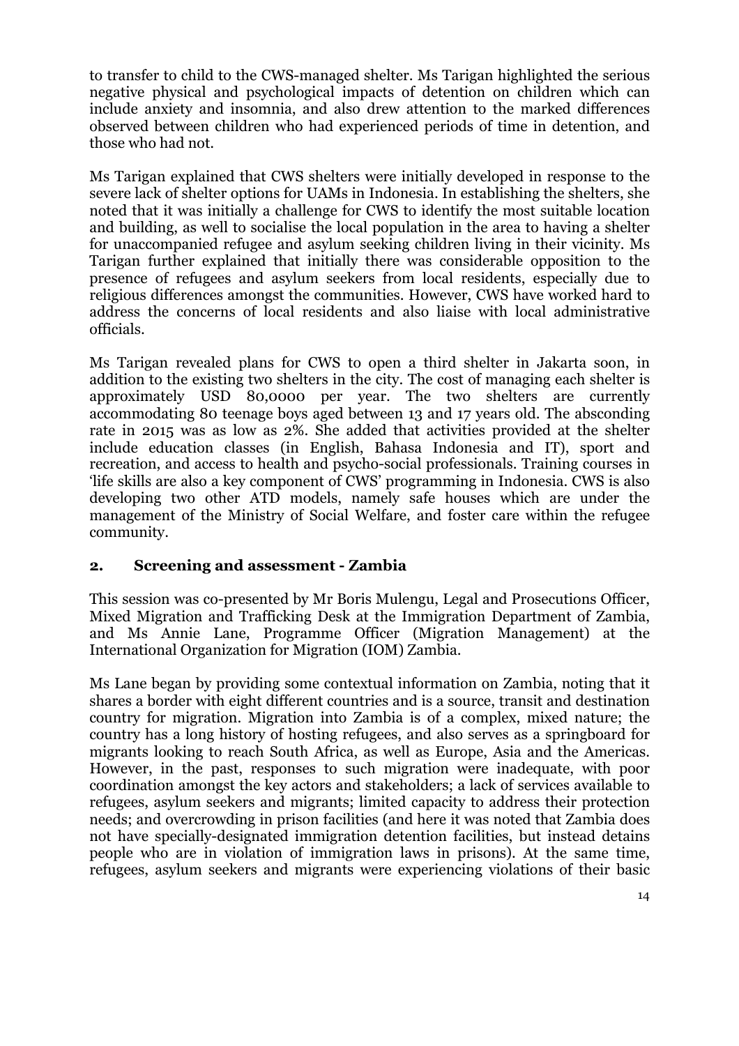to transfer to child to the CWS-managed shelter. Ms Tarigan highlighted the serious negative physical and psychological impacts of detention on children which can include anxiety and insomnia, and also drew attention to the marked differences observed between children who had experienced periods of time in detention, and those who had not.

Ms Tarigan explained that CWS shelters were initially developed in response to the severe lack of shelter options for UAMs in Indonesia. In establishing the shelters, she noted that it was initially a challenge for CWS to identify the most suitable location and building, as well to socialise the local population in the area to having a shelter for unaccompanied refugee and asylum seeking children living in their vicinity. Ms Tarigan further explained that initially there was considerable opposition to the presence of refugees and asylum seekers from local residents, especially due to religious differences amongst the communities. However, CWS have worked hard to address the concerns of local residents and also liaise with local administrative officials.

Ms Tarigan revealed plans for CWS to open a third shelter in Jakarta soon, in addition to the existing two shelters in the city. The cost of managing each shelter is approximately USD 80,0000 per year. The two shelters are currently accommodating 80 teenage boys aged between 13 and 17 years old. The absconding rate in 2015 was as low as 2%. She added that activities provided at the shelter include education classes (in English, Bahasa Indonesia and IT), sport and recreation, and access to health and psycho-social professionals. Training courses in 'life skills are also a key component of CWS' programming in Indonesia. CWS is also developing two other ATD models, namely safe houses which are under the management of the Ministry of Social Welfare, and foster care within the refugee community.

## 2. Screening and assessment - Zambia

This session was co-presented by Mr Boris Mulengu, Legal and Prosecutions Officer, Mixed Migration and Trafficking Desk at the Immigration Department of Zambia, and Ms Annie Lane, Programme Officer (Migration Management) at the International Organization for Migration (IOM) Zambia.

Ms Lane began by providing some contextual information on Zambia, noting that it shares a border with eight different countries and is a source, transit and destination country for migration. Migration into Zambia is of a complex, mixed nature; the country has a long history of hosting refugees, and also serves as a springboard for migrants looking to reach South Africa, as well as Europe, Asia and the Americas. However, in the past, responses to such migration were inadequate, with poor coordination amongst the key actors and stakeholders; a lack of services available to refugees, asylum seekers and migrants; limited capacity to address their protection needs; and overcrowding in prison facilities (and here it was noted that Zambia does not have specially-designated immigration detention facilities, but instead detains people who are in violation of immigration laws in prisons). At the same time, refugees, asylum seekers and migrants were experiencing violations of their basic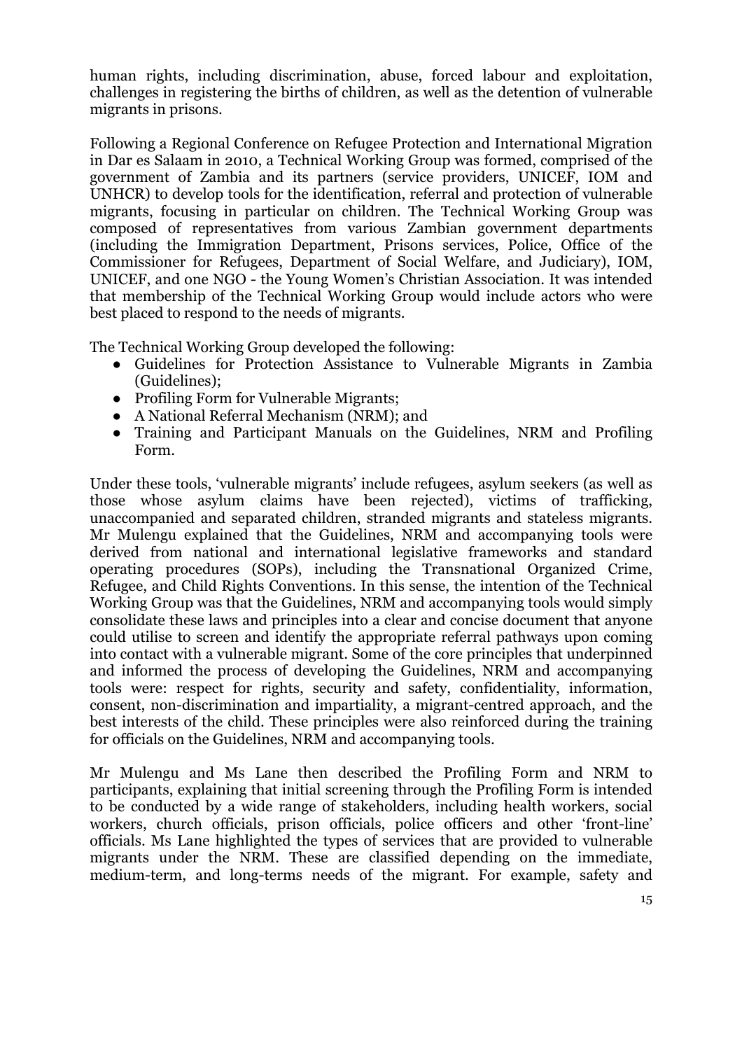human rights, including discrimination, abuse, forced labour and exploitation, challenges in registering the births of children, as well as the detention of vulnerable migrants in prisons.

Following a Regional Conference on Refugee Protection and International Migration in Dar es Salaam in 2010, a Technical Working Group was formed, comprised of the government of Zambia and its partners (service providers, UNICEF, IOM and UNHCR) to develop tools for the identification, referral and protection of vulnerable migrants, focusing in particular on children. The Technical Working Group was composed of representatives from various Zambian government departments (including the Immigration Department, Prisons services, Police, Office of the Commissioner for Refugees, Department of Social Welfare, and Judiciary), IOM, UNICEF, and one NGO - the Young Women's Christian Association. It was intended that membership of the Technical Working Group would include actors who were best placed to respond to the needs of migrants.

The Technical Working Group developed the following:

- Guidelines for Protection Assistance to Vulnerable Migrants in Zambia (Guidelines);
- Profiling Form for Vulnerable Migrants;
- A National Referral Mechanism (NRM); and
- Training and Participant Manuals on the Guidelines, NRM and Profiling Form.

Under these tools, 'vulnerable migrants' include refugees, asylum seekers (as well as those whose asylum claims have been rejected), victims of trafficking, unaccompanied and separated children, stranded migrants and stateless migrants. Mr Mulengu explained that the Guidelines, NRM and accompanying tools were derived from national and international legislative frameworks and standard operating procedures (SOPs), including the Transnational Organized Crime, Refugee, and Child Rights Conventions. In this sense, the intention of the Technical Working Group was that the Guidelines, NRM and accompanying tools would simply consolidate these laws and principles into a clear and concise document that anyone could utilise to screen and identify the appropriate referral pathways upon coming into contact with a vulnerable migrant. Some of the core principles that underpinned and informed the process of developing the Guidelines, NRM and accompanying tools were: respect for rights, security and safety, confidentiality, information, consent, non-discrimination and impartiality, a migrant-centred approach, and the best interests of the child. These principles were also reinforced during the training for officials on the Guidelines, NRM and accompanying tools.

Mr Mulengu and Ms Lane then described the Profiling Form and NRM to participants, explaining that initial screening through the Profiling Form is intended to be conducted by a wide range of stakeholders, including health workers, social workers, church officials, prison officials, police officers and other 'front-line' officials. Ms Lane highlighted the types of services that are provided to vulnerable migrants under the NRM. These are classified depending on the immediate, medium-term, and long-terms needs of the migrant. For example, safety and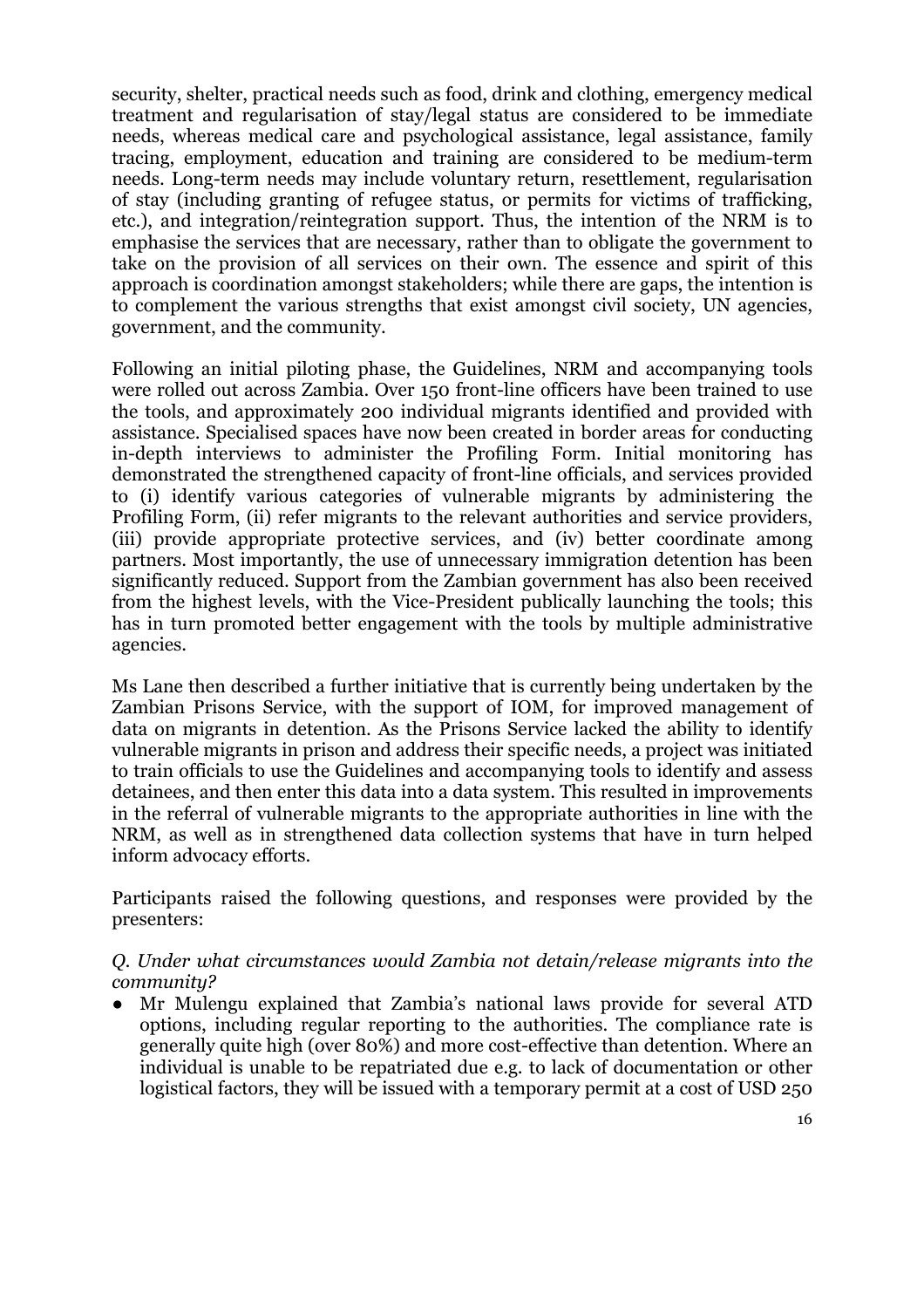security, shelter, practical needs such as food, drink and clothing, emergency medical treatment and regularisation of stay/legal status are considered to be immediate needs, whereas medical care and psychological assistance, legal assistance, family tracing, employment, education and training are considered to be medium-term needs. Long-term needs may include voluntary return, resettlement, regularisation of stay (including granting of refugee status, or permits for victims of trafficking, etc.), and integration/reintegration support. Thus, the intention of the NRM is to emphasise the services that are necessary, rather than to obligate the government to take on the provision of all services on their own. The essence and spirit of this approach is coordination amongst stakeholders; while there are gaps, the intention is to complement the various strengths that exist amongst civil society, UN agencies, government, and the community.

Following an initial piloting phase, the Guidelines, NRM and accompanying tools were rolled out across Zambia. Over 150 front-line officers have been trained to use the tools, and approximately 200 individual migrants identified and provided with assistance. Specialised spaces have now been created in border areas for conducting in-depth interviews to administer the Profiling Form. Initial monitoring has demonstrated the strengthened capacity of front-line officials, and services provided to (i) identify various categories of vulnerable migrants by administering the Profiling Form, (ii) refer migrants to the relevant authorities and service providers, (iii) provide appropriate protective services, and (iv) better coordinate among partners. Most importantly, the use of unnecessary immigration detention has been significantly reduced. Support from the Zambian government has also been received from the highest levels, with the Vice-President publically launching the tools; this has in turn promoted better engagement with the tools by multiple administrative agencies.

Ms Lane then described a further initiative that is currently being undertaken by the Zambian Prisons Service, with the support of IOM, for improved management of data on migrants in detention. As the Prisons Service lacked the ability to identify vulnerable migrants in prison and address their specific needs, a project was initiated to train officials to use the Guidelines and accompanying tools to identify and assess detainees, and then enter this data into a data system. This resulted in improvements in the referral of vulnerable migrants to the appropriate authorities in line with the NRM, as well as in strengthened data collection systems that have in turn helped inform advocacy efforts.

Participants raised the following questions, and responses were provided by the presenters:

*Q. Under what circumstances would Zambia not detain/release migrants into the community?*

- Mr Mulengu explained that Zambia's national laws provide for several ATD options, including regular reporting to the authorities. The compliance rate is generally quite high (over 80%) and more cost-effective than detention. Where an individual is unable to be repatriated due e.g. to lack of documentation or other logistical factors, they will be issued with a temporary permit at a cost of USD 250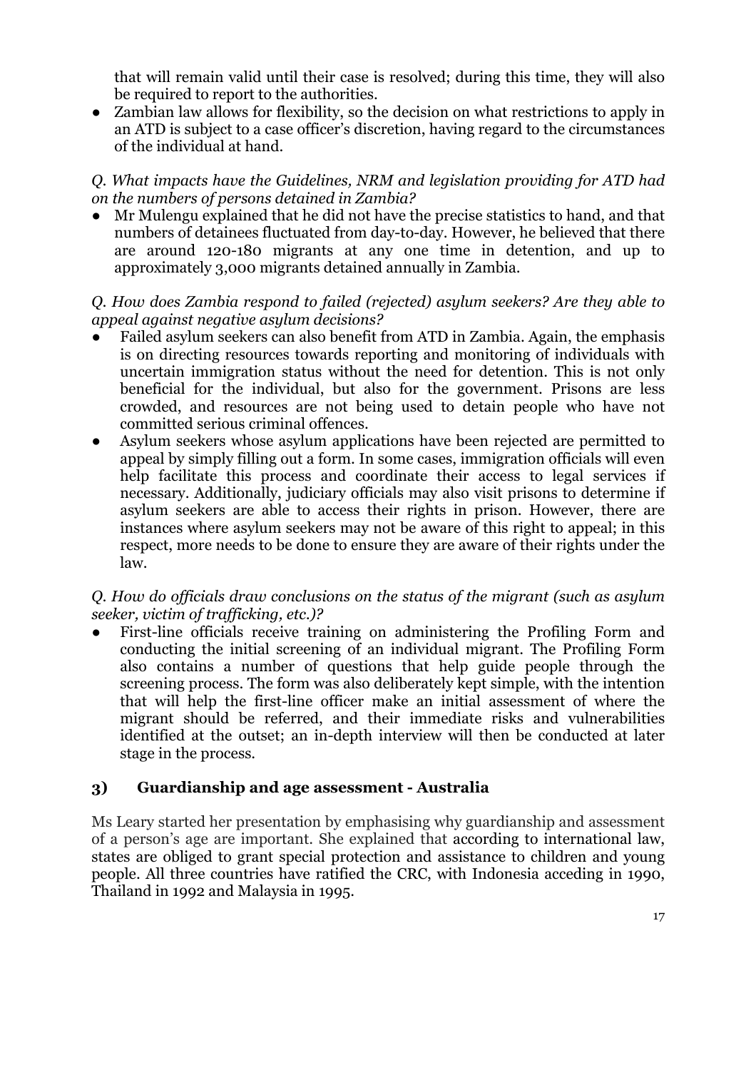that will remain valid until their case is resolved; during this time, they will also be required to report to the authorities.

- Zambian law allows for flexibility, so the decision on what restrictions to apply in an ATD is subject to a case officer's discretion, having regard to the circumstances of the individual at hand.

*Q. What impacts have the Guidelines, NRM and legislation providing for ATD had on the numbers of persons detained in Zambia?*

- Mr Mulengu explained that he did not have the precise statistics to hand, and that numbers of detainees fluctuated from day-to-day. However, he believed that there are around 120-180 migrants at any one time in detention, and up to approximately 3,000 migrants detained annually in Zambia.

*Q. How does Zambia respond to failed (rejected) asylum seekers? Are they able to appeal against negative asylum decisions?*

- Failed asylum seekers can also benefit from ATD in Zambia. Again, the emphasis is on directing resources towards reporting and monitoring of individuals with uncertain immigration status without the need for detention. This is not only beneficial for the individual, but also for the government. Prisons are less crowded, and resources are not being used to detain people who have not committed serious criminal offences.
- Asylum seekers whose asylum applications have been rejected are permitted to appeal by simply filling out a form. In some cases, immigration officials will even help facilitate this process and coordinate their access to legal services if necessary. Additionally, judiciary officials may also visit prisons to determine if asylum seekers are able to access their rights in prison. However, there are instances where asylum seekers may not be aware of this right to appeal; in this respect, more needs to be done to ensure they are aware of their rights under the law.

*Q. How do officials draw conclusions on the status of the migrant (such as asylum seeker, victim of trafficking, etc.)?*

- First-line officials receive training on administering the Profiling Form and conducting the initial screening of an individual migrant. The Profiling Form also contains a number of questions that help guide people through the screening process. The form was also deliberately kept simple, with the intention that will help the first-line officer make an initial assessment of where the migrant should be referred, and their immediate risks and vulnerabilities identified at the outset; an in-depth interview will then be conducted at later stage in the process.

## 3) Guardianship and age assessment - Australia

Ms Leary started her presentation by emphasising why guardianship and assessment of a person's age are important. She explained that according to international law, states are obliged to grant special protection and assistance to children and young people. All three countries have ratified the CRC, with Indonesia acceding in 1990, Thailand in 1992 and Malaysia in 1995.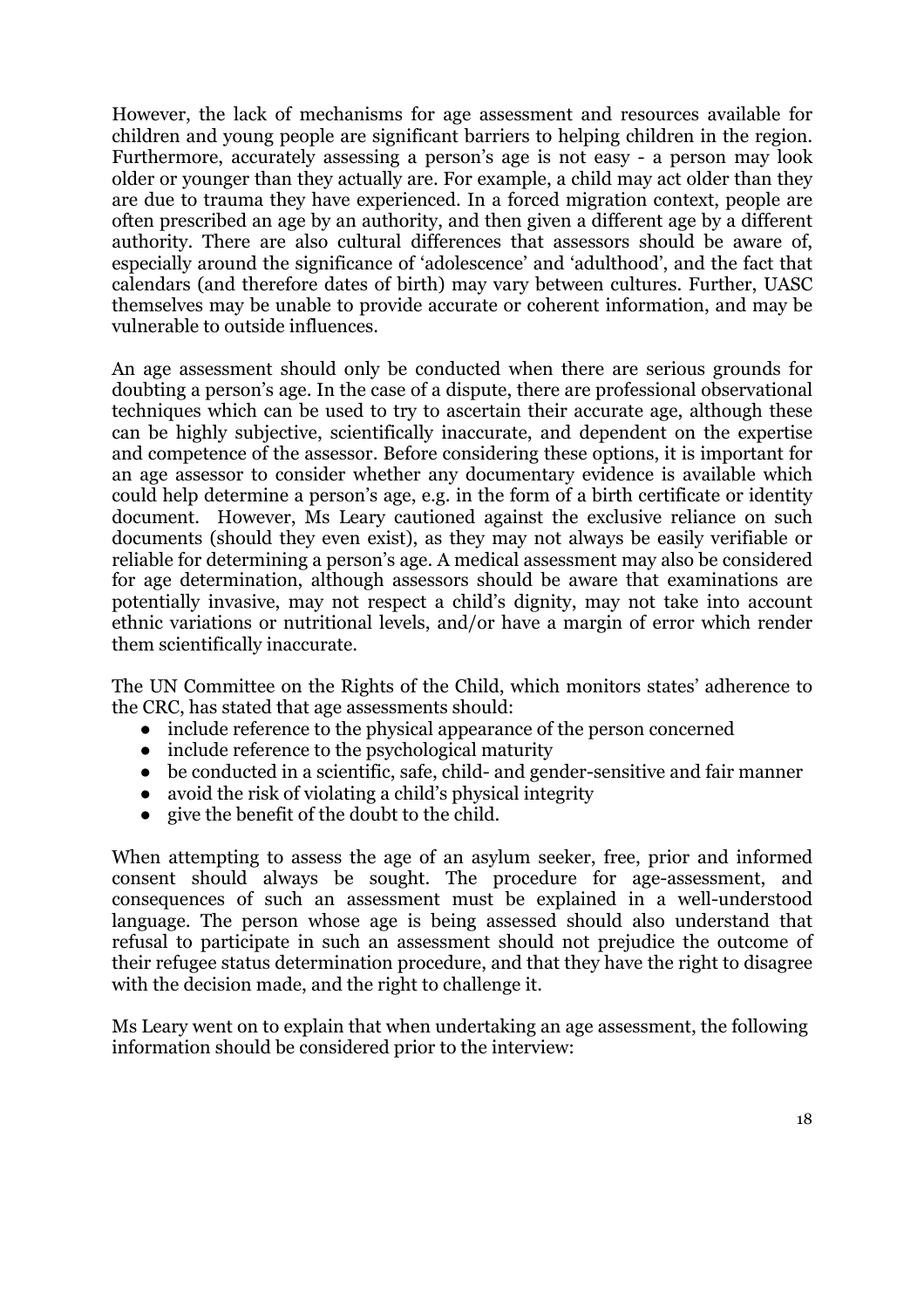However, the lack of mechanisms for age assessment and resources available for children and young people are significant barriers to helping children in the region. Furthermore, accurately assessing a person's age is not easy - a person may look older or younger than they actually are. For example, a child may act older than they are due to trauma they have experienced. In a forced migration context, people are often prescribed an age by an authority, and then given a different age by a different authority. There are also cultural differences that assessors should be aware of, especially around the significance of 'adolescence' and 'adulthood', and the fact that calendars (and therefore dates of birth) may vary between cultures. Further, UASC themselves may be unable to provide accurate or coherent information, and may be vulnerable to outside influences.

An age assessment should only be conducted when there are serious grounds for doubting a person's age. In the case of a dispute, there are professional observational techniques which can be used to try to ascertain their accurate age, although these can be highly subjective, scientifically inaccurate, and dependent on the expertise and competence of the assessor. Before considering these options, it is important for an age assessor to consider whether any documentary evidence is available which could help determine a person's age, e.g. in the form of a birth certificate or identity document. However, Ms Leary cautioned against the exclusive reliance on such documents (should they even exist), as they may not always be easily verifiable or reliable for determining a person's age. A medical assessment may also be considered for age determination, although assessors should be aware that examinations are potentially invasive, may not respect a child's dignity, may not take into account ethnic variations or nutritional levels, and/or have a margin of error which render them scientifically inaccurate.

The UN Committee on the Rights of the Child, which monitors states' adherence to the CRC, has stated that age assessments should:

- include reference to the physical appearance of the person concerned
- include reference to the psychological maturity
- be conducted in a scientific, safe, child- and gender-sensitive and fair manner
- avoid the risk of violating a child's physical integrity
- give the benefit of the doubt to the child.

When attempting to assess the age of an asylum seeker, free, prior and informed consent should always be sought. The procedure for age-assessment, and consequences of such an assessment must be explained in a well-understood language. The person whose age is being assessed should also understand that refusal to participate in such an assessment should not prejudice the outcome of their refugee status determination procedure, and that they have the right to disagree with the decision made, and the right to challenge it.

Ms Leary went on to explain that when undertaking an age assessment, the following information should be considered prior to the interview: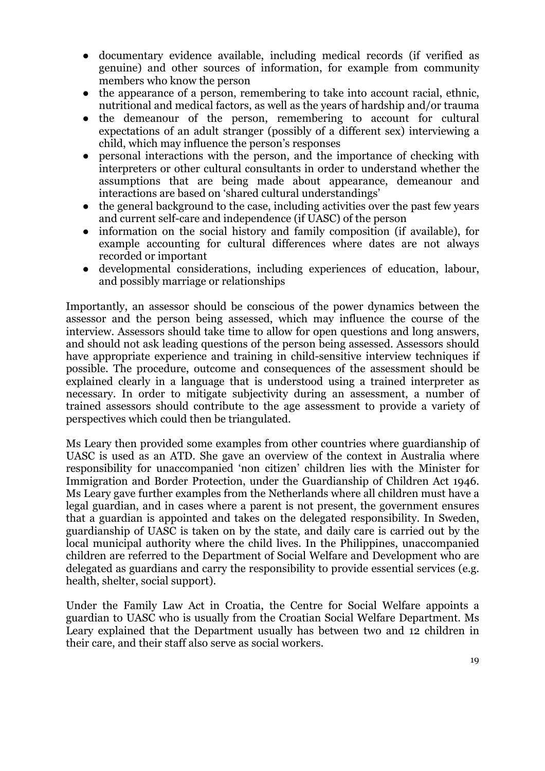- documentary evidence available, including medical records (if verified as genuine) and other sources of information, for example from community members who know the person
- the appearance of a person, remembering to take into account racial, ethnic, nutritional and medical factors, as well as the years of hardship and/or trauma
- the demeanour of the person, remembering to account for cultural expectations of an adult stranger (possibly of a different sex) interviewing a child, which may influence the person's responses
- personal interactions with the person, and the importance of checking with interpreters or other cultural consultants in order to understand whether the assumptions that are being made about appearance, demeanour and interactions are based on 'shared cultural understandings'
- the general background to the case, including activities over the past few years and current self-care and independence (if UASC) of the person
- information on the social history and family composition (if available), for example accounting for cultural differences where dates are not always recorded or important
- developmental considerations, including experiences of education, labour, and possibly marriage or relationships

Importantly, an assessor should be conscious of the power dynamics between the assessor and the person being assessed, which may influence the course of the interview. Assessors should take time to allow for open questions and long answers, and should not ask leading questions of the person being assessed. Assessors should have appropriate experience and training in child-sensitive interview techniques if possible. The procedure, outcome and consequences of the assessment should be explained clearly in a language that is understood using a trained interpreter as necessary. In order to mitigate subjectivity during an assessment, a number of trained assessors should contribute to the age assessment to provide a variety of perspectives which could then be triangulated.

Ms Leary then provided some examples from other countries where guardianship of UASC is used as an ATD. She gave an overview of the context in Australia where responsibility for unaccompanied 'non citizen' children lies with the Minister for Immigration and Border Protection, under the Guardianship of Children Act 1946. Ms Leary gave further examples from the Netherlands where all children must have a legal guardian, and in cases where a parent is not present, the government ensures that a guardian is appointed and takes on the delegated responsibility. In Sweden, guardianship of UASC is taken on by the state, and daily care is carried out by the local municipal authority where the child lives. In the Philippines, unaccompanied children are referred to the Department of Social Welfare and Development who are delegated as guardians and carry the responsibility to provide essential services (e.g. health, shelter, social support).

Under the Family Law Act in Croatia, the Centre for Social Welfare appoints a guardian to UASC who is usually from the Croatian Social Welfare Department. Ms Leary explained that the Department usually has between two and 12 children in their care, and their staff also serve as social workers.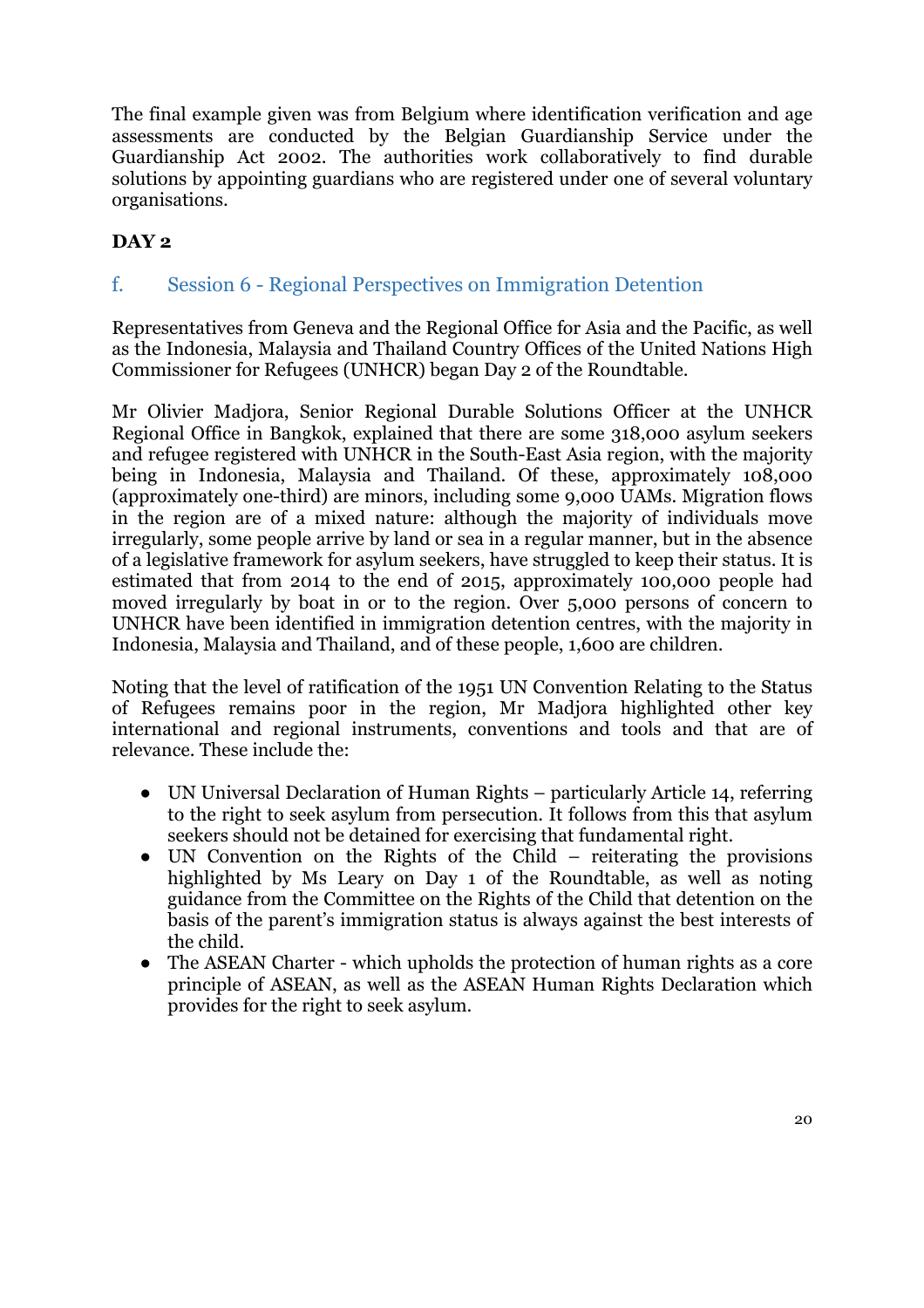The final example given was from Belgium where identification verification and age assessments are conducted by the Belgian Guardianship Service under the Guardianship Act 2002. The authorities work collaboratively to find durable solutions by appointing guardians who are registered under one of several voluntary organisations.

**DAY 2**

## f. Session 6 - Regional Perspectives on Immigration Detention

Representatives from Geneva and the Regional Office for Asia and the Pacific, as well as the Indonesia, Malaysia and Thailand Country Offices of the United Nations High Commissioner for Refugees (UNHCR) began Day 2 of the Roundtable.

Mr Olivier Madjora, Senior Regional Durable Solutions Officer at the UNHCR Regional Office in Bangkok, explained that there are some 318,000 asylum seekers and refugee registered with UNHCR in the South-East Asia region, with the majority being in Indonesia, Malaysia and Thailand. Of these, approximately 108,000 (approximately one-third) are minors, including some 9,000 UAMs. Migration flows in the region are of a mixed nature: although the majority of individuals move irregularly, some people arrive by land or sea in a regular manner, but in the absence of a legislative framework for asylum seekers, have struggled to keep their status. It is estimated that from 2014 to the end of 2015, approximately 100,000 people had moved irregularly by boat in or to the region. Over 5,000 persons of concern to UNHCR have been identified in immigration detention centres, with the majority in Indonesia, Malaysia and Thailand, and of these people, 1,600 are children.

Noting that the level of ratification of the 1951 UN Convention Relating to the Status of Refugees remains poor in the region, Mr Madjora highlighted other key international and regional instruments, conventions and tools and that are of relevance. These include the:

- UN Universal Declaration of Human Rights – particularly Article 14, referring to the right to seek asylum from persecution. It follows from this that asylum seekers should not be detained for exercising that fundamental right.
- UN Convention on the Rights of the Child – reiterating the provisions highlighted by Ms Leary on Day 1 of the Roundtable, as well as noting guidance from the Committee on the Rights of the Child that detention on the basis of the parent's immigration status is always against the best interests of the child.
- The ASEAN Charter - which upholds the protection of human rights as a core principle of ASEAN, as well as the ASEAN Human Rights Declaration which provides for the right to seek asylum.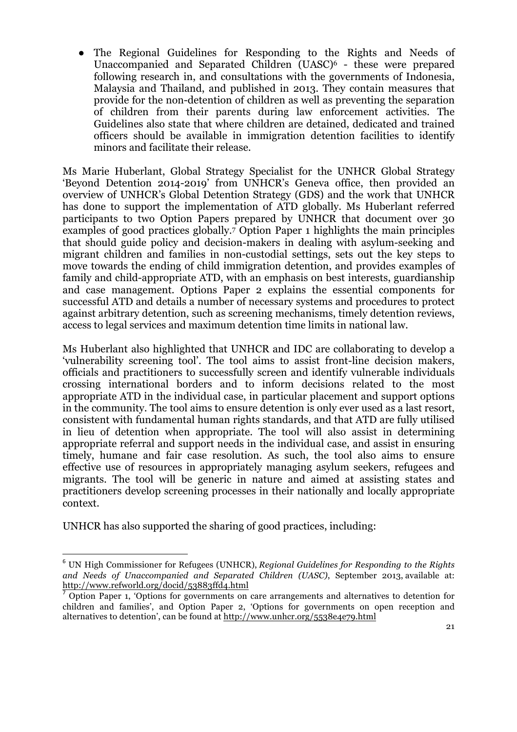- The Regional Guidelines for Responding to the Rights and Needs of Unaccompanied and Separated Children (UASC)[6] - these were prepared following research in, and consultations with the governments of Indonesia, Malaysia and Thailand, and published in 2013. They contain measures that provide for the non-detention of children as well as preventing the separation of children from their parents during law enforcement activities. The Guidelines also state that where children are detained, dedicated and trained officers should be available in immigration detention facilities to identify minors and facilitate their release.

Ms Marie Huberlant, Global Strategy Specialist for the UNHCR Global Strategy 'Beyond Detention 2014-2019' from UNHCR's Geneva office, then provided an overview of UNHCR's Global Detention Strategy (GDS) and the work that UNHCR has done to support the implementation of ATD globally. Ms Huberlant referred participants to two Option Papers prepared by UNHCR that document over 30 examples of good practices globally.[7] Option Paper 1 highlights the main principles that should guide policy and decision-makers in dealing with asylum-seeking and migrant children and families in non-custodial settings, sets out the key steps to move towards the ending of child immigration detention, and provides examples of family and child-appropriate ATD, with an emphasis on best interests, guardianship and case management. Options Paper 2 explains the essential components for successful ATD and details a number of necessary systems and procedures to protect against arbitrary detention, such as screening mechanisms, timely detention reviews, access to legal services and maximum detention time limits in national law.

Ms Huberlant also highlighted that UNHCR and IDC are collaborating to develop a 'vulnerability screening tool'. The tool aims to assist front-line decision makers, officials and practitioners to successfully screen and identify vulnerable individuals crossing international borders and to inform decisions related to the most appropriate ATD in the individual case, in particular placement and support options in the community. The tool aims to ensure detention is only ever used as a last resort, consistent with fundamental human rights standards, and that ATD are fully utilised in lieu of detention when appropriate. The tool will also assist in determining appropriate referral and support needs in the individual case, and assist in ensuring timely, humane and fair case resolution. As such, the tool also aims to ensure effective use of resources in appropriately managing asylum seekers, refugees and migrants. The tool will be generic in nature and aimed at assisting states and practitioners develop screening processes in their nationally and locally appropriate context.

UNHCR has also supported the sharing of good practices, including:

---

[6] UN High Commissioner for Refugees (UNHCR), *Regional Guidelines for Responding to the Rights and Needs of Unaccompanied and Separated Children (UASC)*, September 2013, available at: http://www.refworld.org/docid/53883ffd4.html

[7] Option Paper 1, 'Options for governments on care arrangements and alternatives to detention for children and families', and Option Paper 2, 'Options for governments on open reception and alternatives to detention', can be found at http://www.unhcr.org/5538e4e79.html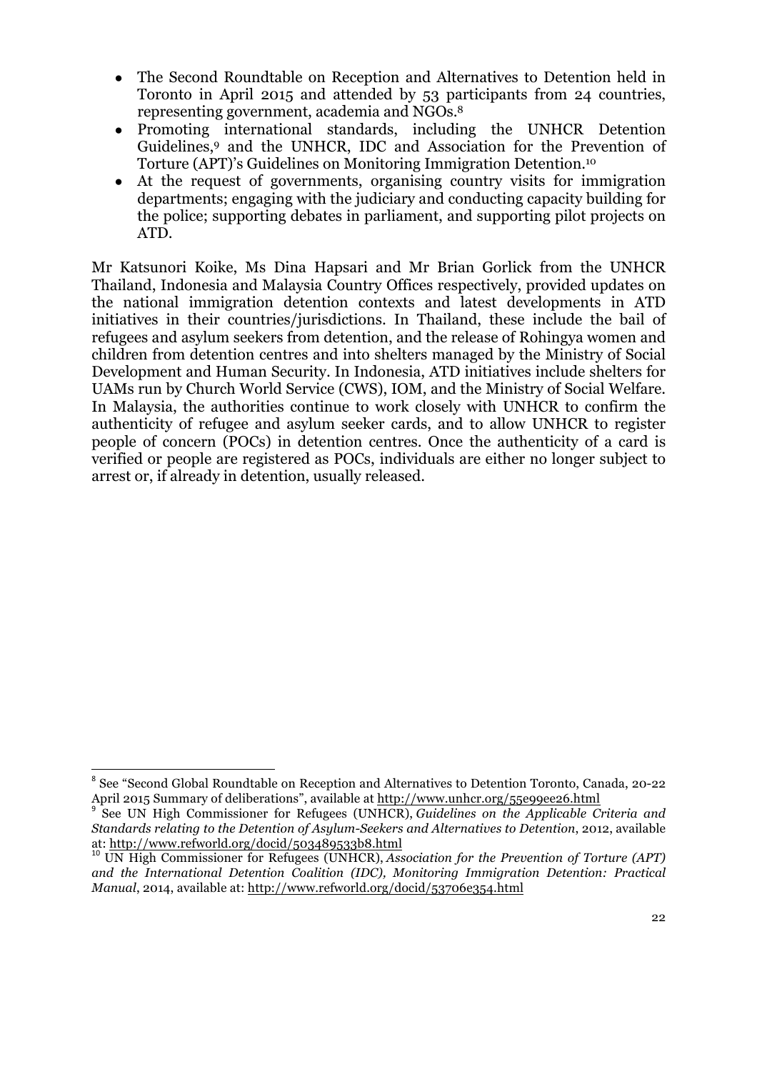- The Second Roundtable on Reception and Alternatives to Detention held in Toronto in April 2015 and attended by 53 participants from 24 countries, representing government, academia and NGOs.[8]
- Promoting international standards, including the UNHCR Detention Guidelines,[9] and the UNHCR, IDC and Association for the Prevention of Torture (APT)'s Guidelines on Monitoring Immigration Detention.[10]
- At the request of governments, organising country visits for immigration departments; engaging with the judiciary and conducting capacity building for the police; supporting debates in parliament, and supporting pilot projects on ATD.

Mr Katsunori Koike, Ms Dina Hapsari and Mr Brian Gorlick from the UNHCR Thailand, Indonesia and Malaysia Country Offices respectively, provided updates on the national immigration detention contexts and latest developments in ATD initiatives in their countries/jurisdictions. In Thailand, these include the bail of refugees and asylum seekers from detention, and the release of Rohingya women and children from detention centres and into shelters managed by the Ministry of Social Development and Human Security. In Indonesia, ATD initiatives include shelters for UAMs run by Church World Service (CWS), IOM, and the Ministry of Social Welfare. In Malaysia, the authorities continue to work closely with UNHCR to confirm the authenticity of refugee and asylum seeker cards, and to allow UNHCR to register people of concern (POCs) in detention centres. Once the authenticity of a card is verified or people are registered as POCs, individuals are either no longer subject to arrest or, if already in detention, usually released.

---

[8] See "Second Global Roundtable on Reception and Alternatives to Detention Toronto, Canada, 20-22 April 2015 Summary of deliberations", available at http://www.unhcr.org/55e99ee26.html

[9] See UN High Commissioner for Refugees (UNHCR), *Guidelines on the Applicable Criteria and Standards relating to the Detention of Asylum-Seekers and Alternatives to Detention*, 2012, available at: http://www.refworld.org/docid/503489533b8.html

[10] UN High Commissioner for Refugees (UNHCR), *Association for the Prevention of Torture (APT) and the International Detention Coalition (IDC), Monitoring Immigration Detention: Practical Manual*, 2014, available at: http://www.refworld.org/docid/53706e354.html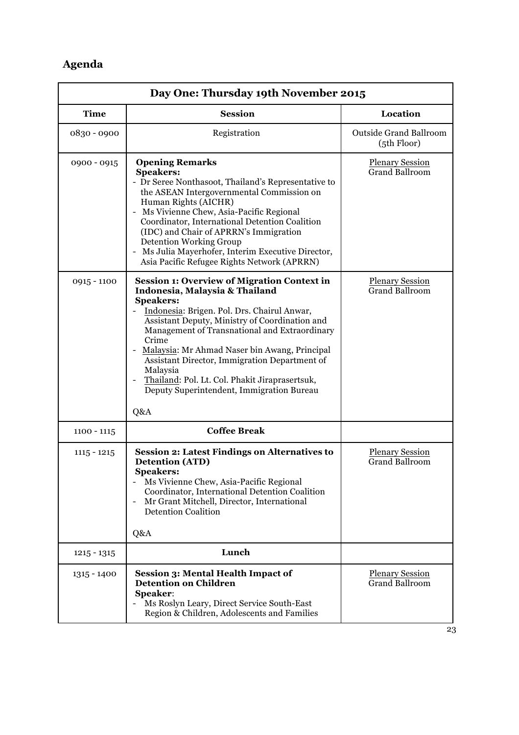## Agenda

| Day One: Thursday 19th November 2015 | | |
|---|---|---|
| **Time** | **Session** | **Location** |
| 0830 - 0900 | Registration | Outside Grand Ballroom (5th Floor) |
| 0900 - 0915 | **Opening Remarks**<br>**Speakers:**<br>- Dr Seree Nonthasoot, Thailand's Representative to the ASEAN Intergovernmental Commission on Human Rights (AICHR)<br>- Ms Vivienne Chew, Asia-Pacific Regional Coordinator, International Detention Coalition (IDC) and Chair of APRRN's Immigration Detention Working Group<br>- Ms Julia Mayerhofer, Interim Executive Director, Asia Pacific Refugee Rights Network (APRRN) | Plenary Session<br>Grand Ballroom |
| 0915 - 1100 | **Session 1: Overview of Migration Context in Indonesia, Malaysia & Thailand**<br>**Speakers:**<br>- Indonesia: Brigen. Pol. Drs. Chairul Anwar, Assistant Deputy, Ministry of Coordination and Management of Transnational and Extraordinary Crime<br>- Malaysia: Mr Ahmad Naser bin Awang, Principal Assistant Director, Immigration Department of Malaysia<br>- Thailand: Pol. Lt. Col. Phakit Jiraprasertsuk, Deputy Superintendent, Immigration Bureau<br><br>Q&A | Plenary Session<br>Grand Ballroom |
| 1100 - 1115 | **Coffee Break** | |
| 1115 - 1215 | **Session 2: Latest Findings on Alternatives to Detention (ATD)**<br>**Speakers:**<br>- Ms Vivienne Chew, Asia-Pacific Regional Coordinator, International Detention Coalition<br>- Mr Grant Mitchell, Director, International Detention Coalition<br><br>Q&A | Plenary Session<br>Grand Ballroom |
| 1215 - 1315 | **Lunch** | |
| 1315 - 1400 | **Session 3: Mental Health Impact of Detention on Children**<br>**Speaker**:<br>- Ms Roslyn Leary, Direct Service South-East Region & Children, Adolescents and Families | Plenary Session<br>Grand Ballroom |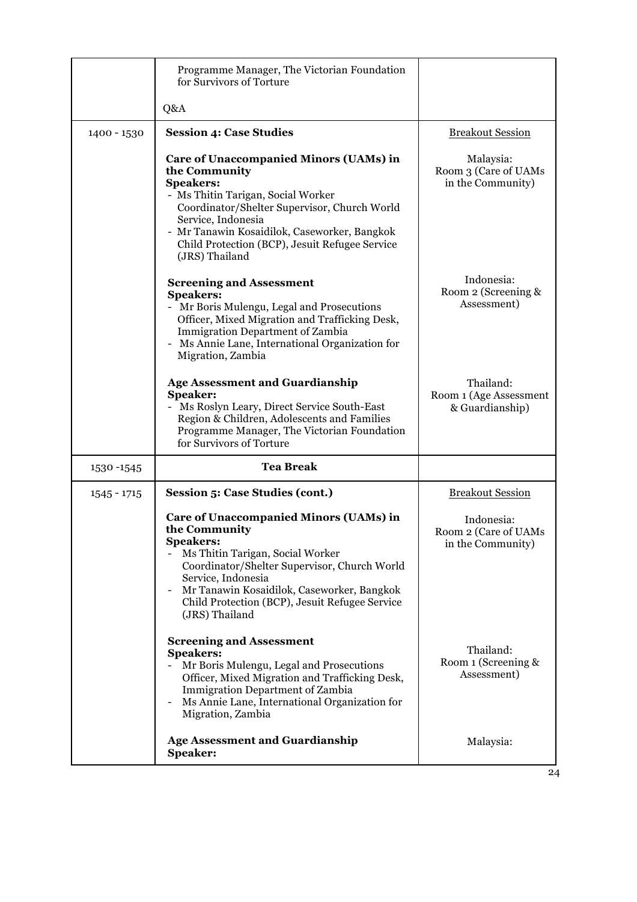| | | |
|---|---|---|
| | Programme Manager, The Victorian Foundation for Survivors of Torture<br><br>Q&A | |
| 1400 - 1530 | **Session 4: Case Studies**<br><br>**Care of Unaccompanied Minors (UAMs) in the Community**<br>**Speakers:**<br>- Ms Thitin Tarigan, Social Worker Coordinator/Shelter Supervisor, Church World Service, Indonesia<br>- Mr Tanawin Kosaidilok, Caseworker, Bangkok Child Protection (BCP), Jesuit Refugee Service (JRS) Thailand<br><br>**Screening and Assessment**<br>**Speakers:**<br>- Mr Boris Mulengu, Legal and Prosecutions Officer, Mixed Migration and Trafficking Desk, Immigration Department of Zambia<br>- Ms Annie Lane, International Organization for Migration, Zambia<br><br>**Age Assessment and Guardianship**<br>**Speaker:**<br>- Ms Roslyn Leary, Direct Service South-East Region & Children, Adolescents and Families Programme Manager, The Victorian Foundation for Survivors of Torture | Breakout Session<br><br>Malaysia:<br>Room 3 (Care of UAMs in the Community)<br><br>Indonesia:<br>Room 2 (Screening & Assessment)<br><br>Thailand:<br>Room 1 (Age Assessment & Guardianship) |
| 1530 -1545 | **Tea Break** | |
| 1545 - 1715 | **Session 5: Case Studies (cont.)**<br><br>**Care of Unaccompanied Minors (UAMs) in the Community**<br>**Speakers:**<br>- Ms Thitin Tarigan, Social Worker Coordinator/Shelter Supervisor, Church World Service, Indonesia<br>- Mr Tanawin Kosaidilok, Caseworker, Bangkok Child Protection (BCP), Jesuit Refugee Service (JRS) Thailand<br><br>**Screening and Assessment**<br>**Speakers:**<br>- Mr Boris Mulengu, Legal and Prosecutions Officer, Mixed Migration and Trafficking Desk, Immigration Department of Zambia<br>- Ms Annie Lane, International Organization for Migration, Zambia<br><br>**Age Assessment and Guardianship**<br>**Speaker:** | Breakout Session<br><br>Indonesia:<br>Room 2 (Care of UAMs in the Community)<br><br>Thailand:<br>Room 1 (Screening & Assessment)<br><br>Malaysia: |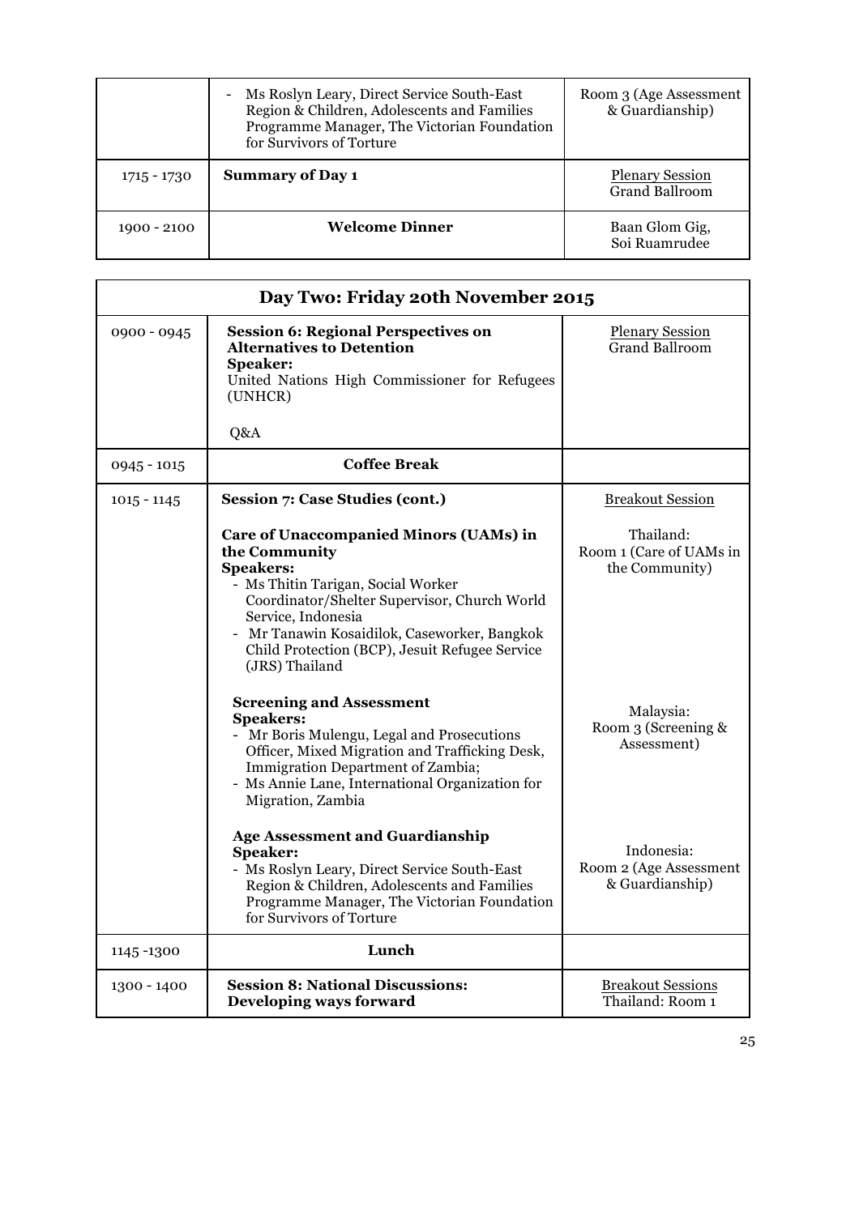| | | |
|---|---|---|
| | - Ms Roslyn Leary, Direct Service South-East Region & Children, Adolescents and Families Programme Manager, The Victorian Foundation for Survivors of Torture | Room 3 (Age Assessment & Guardianship) |
| 1715 - 1730 | **Summary of Day 1** | Plenary Session<br>Grand Ballroom |
| 1900 - 2100 | **Welcome Dinner** | Baan Glom Gig, Soi Ruamrudee |

| Day Two: Friday 20th November 2015 | | |
|---|---|---|
| 0900 - 0945 | **Session 6: Regional Perspectives on Alternatives to Detention**<br>**Speaker:**<br>United Nations High Commissioner for Refugees (UNHCR)<br><br>Q&A | Plenary Session<br>Grand Ballroom |
| 0945 - 1015 | **Coffee Break** | |
| 1015 - 1145 | **Session 7: Case Studies (cont.)**<br><br>**Care of Unaccompanied Minors (UAMs) in the Community**<br>**Speakers:**<br>- Ms Thitin Tarigan, Social Worker Coordinator/Shelter Supervisor, Church World Service, Indonesia<br>- Mr Tanawin Kosaidilok, Caseworker, Bangkok Child Protection (BCP), Jesuit Refugee Service (JRS) Thailand<br><br>**Screening and Assessment**<br>**Speakers:**<br>- Mr Boris Mulengu, Legal and Prosecutions Officer, Mixed Migration and Trafficking Desk, Immigration Department of Zambia;<br>- Ms Annie Lane, International Organization for Migration, Zambia<br><br>**Age Assessment and Guardianship**<br>**Speaker:**<br>- Ms Roslyn Leary, Direct Service South-East Region & Children, Adolescents and Families Programme Manager, The Victorian Foundation for Survivors of Torture | Breakout Session<br><br>Thailand:<br>Room 1 (Care of UAMs in the Community)<br><br>Malaysia:<br>Room 3 (Screening & Assessment)<br><br>Indonesia:<br>Room 2 (Age Assessment & Guardianship) |
| 1145 -1300 | **Lunch** | |
| 1300 - 1400 | **Session 8: National Discussions: Developing ways forward** | Breakout Sessions<br>Thailand: Room 1 |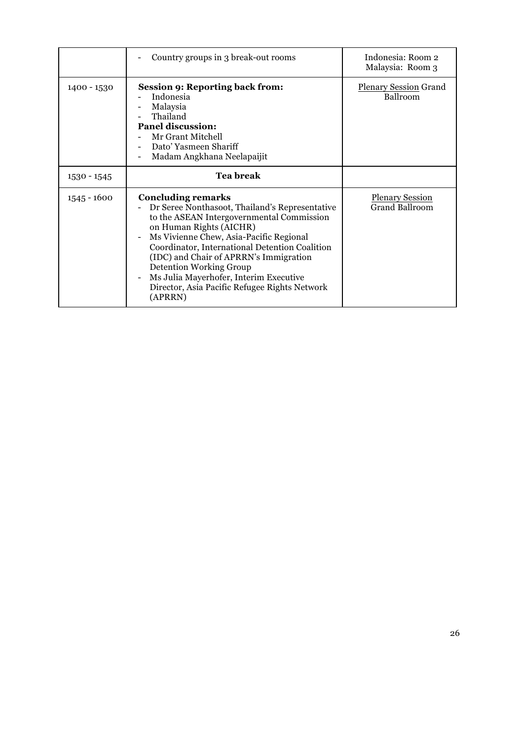| | | |
|---|---|---|
| | - Country groups in 3 break-out rooms | Indonesia: Room 2<br>Malaysia: Room 3 |
| 1400 - 1530 | **Session 9: Reporting back from:**<br>- Indonesia<br>- Malaysia<br>- Thailand<br>**Panel discussion:**<br>- Mr Grant Mitchell<br>- Dato' Yasmeen Shariff<br>- Madam Angkhana Neelapaijit | Plenary Session Grand Ballroom |
| 1530 - 1545 | **Tea break** | |
| 1545 - 1600 | **Concluding remarks**<br>- Dr Seree Nonthasoot, Thailand's Representative to the ASEAN Intergovernmental Commission on Human Rights (AICHR)<br>- Ms Vivienne Chew, Asia-Pacific Regional Coordinator, International Detention Coalition (IDC) and Chair of APRRN's Immigration Detention Working Group<br>- Ms Julia Mayerhofer, Interim Executive Director, Asia Pacific Refugee Rights Network (APRRN) | Plenary Session<br>Grand Ballroom |